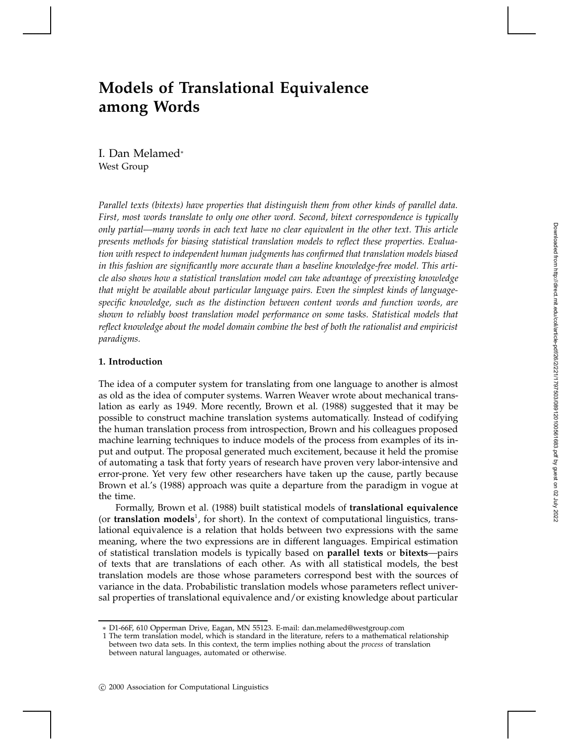# Models of Translational Equivalence among Words

I. Dan Melamed*
West Group

*Parallel texts (bitexts) have properties that distinguish them from other kinds of parallel data. First, most words translate to only one other word. Second, bitext correspondence is typically only partial—many words in each text have no clear equivalent in the other text. This article presents methods for biasing statistical translation models to reflect these properties. Evaluation with respect to independent human judgments has confirmed that translation models biased in this fashion are significantly more accurate than a baseline knowledge-free model. This article also shows how a statistical translation model can take advantage of preexisting knowledge that might be available about particular language pairs. Even the simplest kinds of language-specific knowledge, such as the distinction between content words and function words, are shown to reliably boost translation model performance on some tasks. Statistical models that reflect knowledge about the model domain combine the best of both the rationalist and empiricist paradigms.*

## 1. Introduction

The idea of a computer system for translating from one language to another is almost as old as the idea of computer systems. Warren Weaver wrote about mechanical translation as early as 1949. More recently, Brown et al. (1988) suggested that it may be possible to construct machine translation systems automatically. Instead of codifying the human translation process from introspection, Brown and his colleagues proposed machine learning techniques to induce models of the process from examples of its input and output. The proposal generated much excitement, because it held the promise of automating a task that forty years of research have proven very labor-intensive and error-prone. Yet very few other researchers have taken up the cause, partly because Brown et al.'s (1988) approach was quite a departure from the paradigm in vogue at the time.

Formally, Brown et al. (1988) built statistical models of **translational equivalence** (or **translation models**[1], for short). In the context of computational linguistics, translational equivalence is a relation that holds between two expressions with the same meaning, where the two expressions are in different languages. Empirical estimation of statistical translation models is typically based on **parallel texts** or **bitexts**—pairs of texts that are translations of each other. As with all statistical models, the best translation models are those whose parameters correspond best with the sources of variance in the data. Probabilistic translation models whose parameters reflect universal properties of translational equivalence and/or existing knowledge about particular

---

\* D1-66F, 610 Opperman Drive, Eagan, MN 55123. E-mail: dan.melamed@westgroup.com

1 The term translation model, which is standard in the literature, refers to a mathematical relationship between two data sets. In this context, the term implies nothing about the *process* of translation between natural languages, automated or otherwise.

© 2000 Association for Computational Linguistics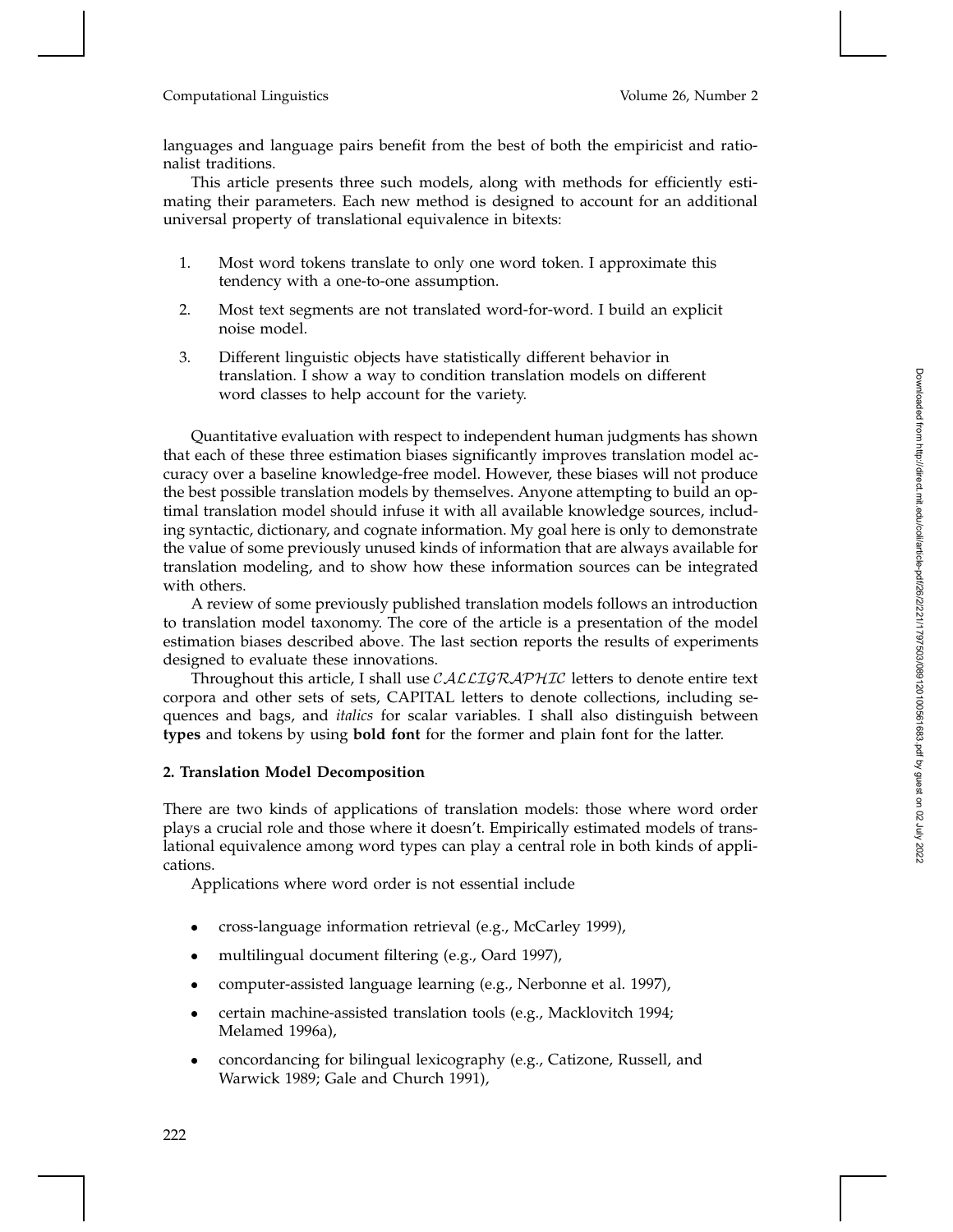languages and language pairs benefit from the best of both the empiricist and rationalist traditions.

This article presents three such models, along with methods for efficiently estimating their parameters. Each new method is designed to account for an additional universal property of translational equivalence in bitexts:

1. Most word tokens translate to only one word token. I approximate this tendency with a one-to-one assumption.
2. Most text segments are not translated word-for-word. I build an explicit noise model.
3. Different linguistic objects have statistically different behavior in translation. I show a way to condition translation models on different word classes to help account for the variety.

Quantitative evaluation with respect to independent human judgments has shown that each of these three estimation biases significantly improves translation model accuracy over a baseline knowledge-free model. However, these biases will not produce the best possible translation models by themselves. Anyone attempting to build an optimal translation model should infuse it with all available knowledge sources, including syntactic, dictionary, and cognate information. My goal here is only to demonstrate the value of some previously unused kinds of information that are always available for translation modeling, and to show how these information sources can be integrated with others.

A review of some previously published translation models follows an introduction to translation model taxonomy. The core of the article is a presentation of the model estimation biases described above. The last section reports the results of experiments designed to evaluate these innovations.

Throughout this article, I shall use $\mathcal{CALLIGRAPHIC}$ letters to denote entire text corpora and other sets of sets, CAPITAL letters to denote collections, including sequences and bags, and *italics* for scalar variables. I shall also distinguish between **types** and tokens by using **bold font** for the former and plain font for the latter.

## 2. Translation Model Decomposition

There are two kinds of applications of translation models: those where word order plays a crucial role and those where it doesn't. Empirically estimated models of translational equivalence among word types can play a central role in both kinds of applications.

Applications where word order is not essential include

- cross-language information retrieval (e.g., McCarley 1999),
- multilingual document filtering (e.g., Oard 1997),
- computer-assisted language learning (e.g., Nerbonne et al. 1997),
- certain machine-assisted translation tools (e.g., Macklovitch 1994; Melamed 1996a),
- concordancing for bilingual lexicography (e.g., Catizone, Russell, and Warwick 1989; Gale and Church 1991),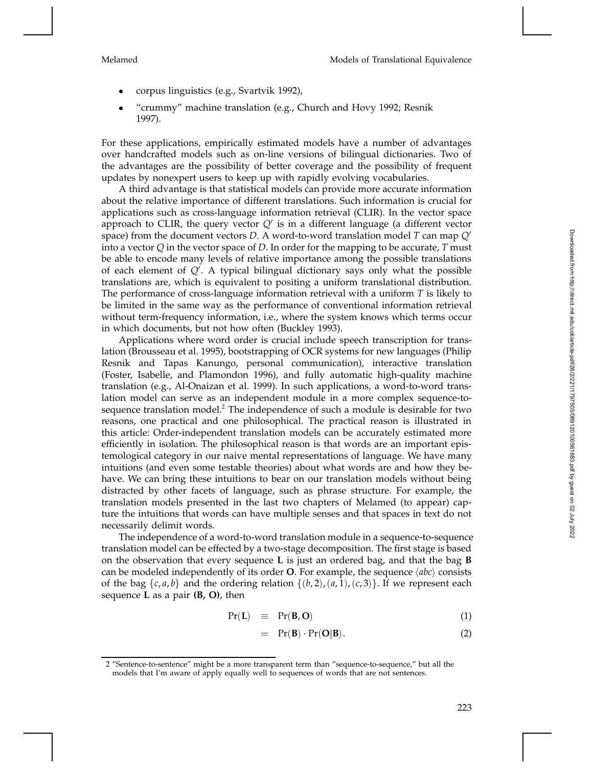- corpus linguistics (e.g., Svartvik 1992),
- "crummy" machine translation (e.g., Church and Hovy 1992; Resnik 1997).

For these applications, empirically estimated models have a number of advantages over handcrafted models such as on-line versions of bilingual dictionaries. Two of the advantages are the possibility of better coverage and the possibility of frequent updates by nonexpert users to keep up with rapidly evolving vocabularies.

A third advantage is that statistical models can provide more accurate information about the relative importance of different translations. Such information is crucial for applications such as cross-language information retrieval (CLIR). In the vector space approach to CLIR, the query vector $Q'$ is in a different language (a different vector space) from the document vectors $D$. A word-to-word translation model $T$ can map $Q'$ into a vector $Q$ in the vector space of $D$. In order for the mapping to be accurate, $T$ must be able to encode many levels of relative importance among the possible translations of each element of $Q'$. A typical bilingual dictionary says only what the possible translations are, which is equivalent to positing a uniform translational distribution. The performance of cross-language information retrieval with a uniform $T$ is likely to be limited in the same way as the performance of conventional information retrieval without term-frequency information, i.e., where the system knows which terms occur in which documents, but not how often (Buckley 1993).

Applications where word order is crucial include speech transcription for translation (Brousseau et al. 1995), bootstrapping of OCR systems for new languages (Philip Resnik and Tapas Kanungo, personal communication), interactive translation (Foster, Isabelle, and Plamondon 1996), and fully automatic high-quality machine translation (e.g., Al-Onaizan et al. 1999). In such applications, a word-to-word translation model can serve as an independent module in a more complex sequence-to-sequence translation model.[2] The independence of such a module is desirable for two reasons, one practical and one philosophical. The practical reason is illustrated in this article: Order-independent translation models can be accurately estimated more efficiently in isolation. The philosophical reason is that words are an important epistemological category in our naive mental representations of language. We have many intuitions (and even some testable theories) about what words are and how they behave. We can bring these intuitions to bear on our translation models without being distracted by other facets of language, such as phrase structure. For example, the translation models presented in the last two chapters of Melamed (to appear) capture the intuitions that words can have multiple senses and that spaces in text do not necessarily delimit words.

The independence of a word-to-word translation module in a sequence-to-sequence translation model can be effected by a two-stage decomposition. The first stage is based on the observation that every sequence $\mathbf{L}$ is just an ordered bag, and that the bag $\mathbf{B}$ can be modeled independently of its order $\mathbf{O}$. For example, the sequence $\langle abc \rangle$ consists of the bag $\{c, a, b\}$ and the ordering relation $\{(b,2), (a,1), (c,3)\}$. If we represent each sequence $\mathbf{L}$ as a pair **(B, O)**, then

$$\Pr(\mathbf{L}) \equiv \Pr(\mathbf{B}, \mathbf{O}) \tag{1}$$

$$= \Pr(\mathbf{B}) \cdot \Pr(\mathbf{O} | \mathbf{B}). \tag{2}$$

2 "Sentence-to-sentence" might be a more transparent term than "sequence-to-sequence," but all the models that I'm aware of apply equally well to sequences of words that are not sentences.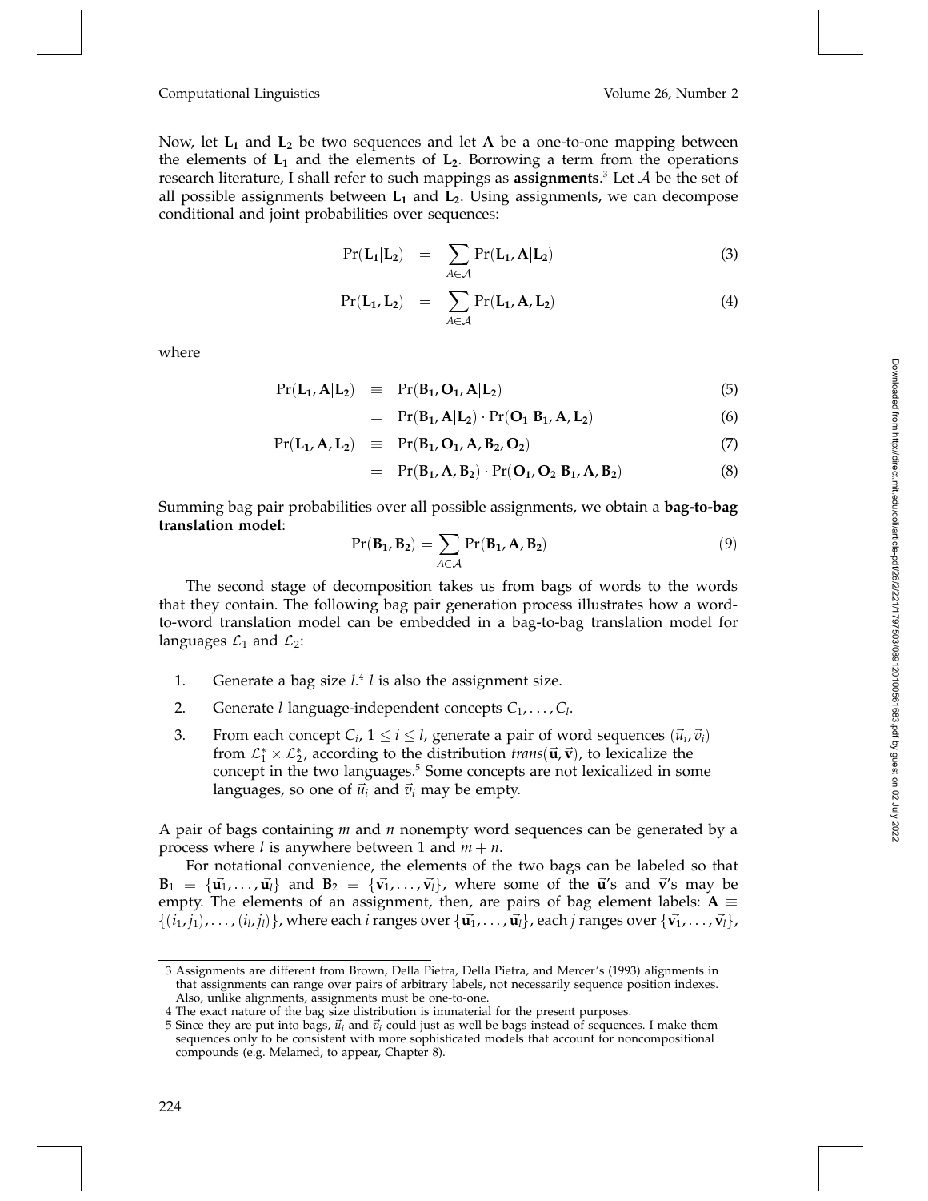Now, let $\mathbf{L_1}$ and $\mathbf{L_2}$ be two sequences and let $\mathbf{A}$ be a one-to-one mapping between the elements of $\mathbf{L_1}$ and the elements of $\mathbf{L_2}$. Borrowing a term from the operations research literature, I shall refer to such mappings as **assignments**.[3] Let $\mathcal{A}$ be the set of all possible assignments between $\mathbf{L_1}$ and $\mathbf{L_2}$. Using assignments, we can decompose conditional and joint probabilities over sequences:

$$\Pr(\mathbf{L_1}|\mathbf{L_2}) = \sum_{A \in \mathcal{A}} \Pr(\mathbf{L_1}, \mathbf{A}|\mathbf{L_2}) \tag{3}$$

$$\Pr(\mathbf{L_1}, \mathbf{L_2}) = \sum_{A \in \mathcal{A}} \Pr(\mathbf{L_1}, \mathbf{A}, \mathbf{L_2}) \tag{4}$$

where

$$\Pr(\mathbf{L_1}, \mathbf{A}|\mathbf{L_2}) \equiv \Pr(\mathbf{B_1}, \mathbf{O_1}, \mathbf{A}|\mathbf{L_2}) \tag{5}$$

$$= \Pr(\mathbf{B_1}, \mathbf{A}|\mathbf{L_2}) \cdot \Pr(\mathbf{O_1}|\mathbf{B_1}, \mathbf{A}, \mathbf{L_2}) \tag{6}$$

$$\Pr(\mathbf{L_1}, \mathbf{A}, \mathbf{L_2}) \equiv \Pr(\mathbf{B_1}, \mathbf{O_1}, \mathbf{A}, \mathbf{B_2}, \mathbf{O_2}) \tag{7}$$

$$= \Pr(\mathbf{B_1}, \mathbf{A}, \mathbf{B_2}) \cdot \Pr(\mathbf{O_1}, \mathbf{O_2}|\mathbf{B_1}, \mathbf{A}, \mathbf{B_2}) \tag{8}$$

Summing bag pair probabilities over all possible assignments, we obtain a **bag-to-bag translation model**:

$$\Pr(\mathbf{B_1}, \mathbf{B_2}) = \sum_{A \in \mathcal{A}} \Pr(\mathbf{B_1}, \mathbf{A}, \mathbf{B_2}) \tag{9}$$

The second stage of decomposition takes us from bags of words to the words that they contain. The following bag pair generation process illustrates how a word-to-word translation model can be embedded in a bag-to-bag translation model for languages $\mathcal{L}_1$ and $\mathcal{L}_2$:

1. Generate a bag size $l$.[4] $l$ is also the assignment size.
2. Generate $l$ language-independent concepts $C_1, \ldots, C_l$.
3. From each concept $C_i$, $1 \leq i \leq l$, generate a pair of word sequences $(\vec{u}_i, \vec{v}_i)$ from $\mathcal{L}_1^* \times \mathcal{L}_2^*$, according to the distribution $trans(\vec{\mathbf{u}}, \vec{\mathbf{v}})$, to lexicalize the concept in the two languages.[5] Some concepts are not lexicalized in some languages, so one of $\vec{u}_i$ and $\vec{v}_i$ may be empty.

A pair of bags containing $m$ and $n$ nonempty word sequences can be generated by a process where $l$ is anywhere between 1 and $m + n$.

For notational convenience, the elements of the two bags can be labeled so that $\mathbf{B}_1 \equiv \{\vec{\mathbf{u}}_1, \ldots, \vec{\mathbf{u}}_l\}$ and $\mathbf{B}_2 \equiv \{\vec{\mathbf{v}}_1, \ldots, \vec{\mathbf{v}}_l\}$, where some of the $\vec{\mathbf{u}}$'s and $\vec{\mathbf{v}}$'s may be empty. The elements of an assignment, then, are pairs of bag element labels: $\mathbf{A} \equiv \{(i_1, j_1), \ldots, (i_l, j_l)\}$, where each $i$ ranges over $\{\vec{\mathbf{u}}_1, \ldots, \vec{\mathbf{u}}_l\}$, each $j$ ranges over $\{\vec{\mathbf{v}}_1, \ldots, \vec{\mathbf{v}}_l\}$,

---

3 Assignments are different from Brown, Della Pietra, Della Pietra, and Mercer's (1993) alignments in that assignments can range over pairs of arbitrary labels, not necessarily sequence position indexes. Also, unlike alignments, assignments must be one-to-one.

4 The exact nature of the bag size distribution is immaterial for the present purposes.

5 Since they are put into bags, $\vec{u}_i$ and $\vec{v}_i$ could just as well be bags instead of sequences. I make them sequences only to be consistent with more sophisticated models that account for noncompositional compounds (e.g. Melamed, to appear, Chapter 8).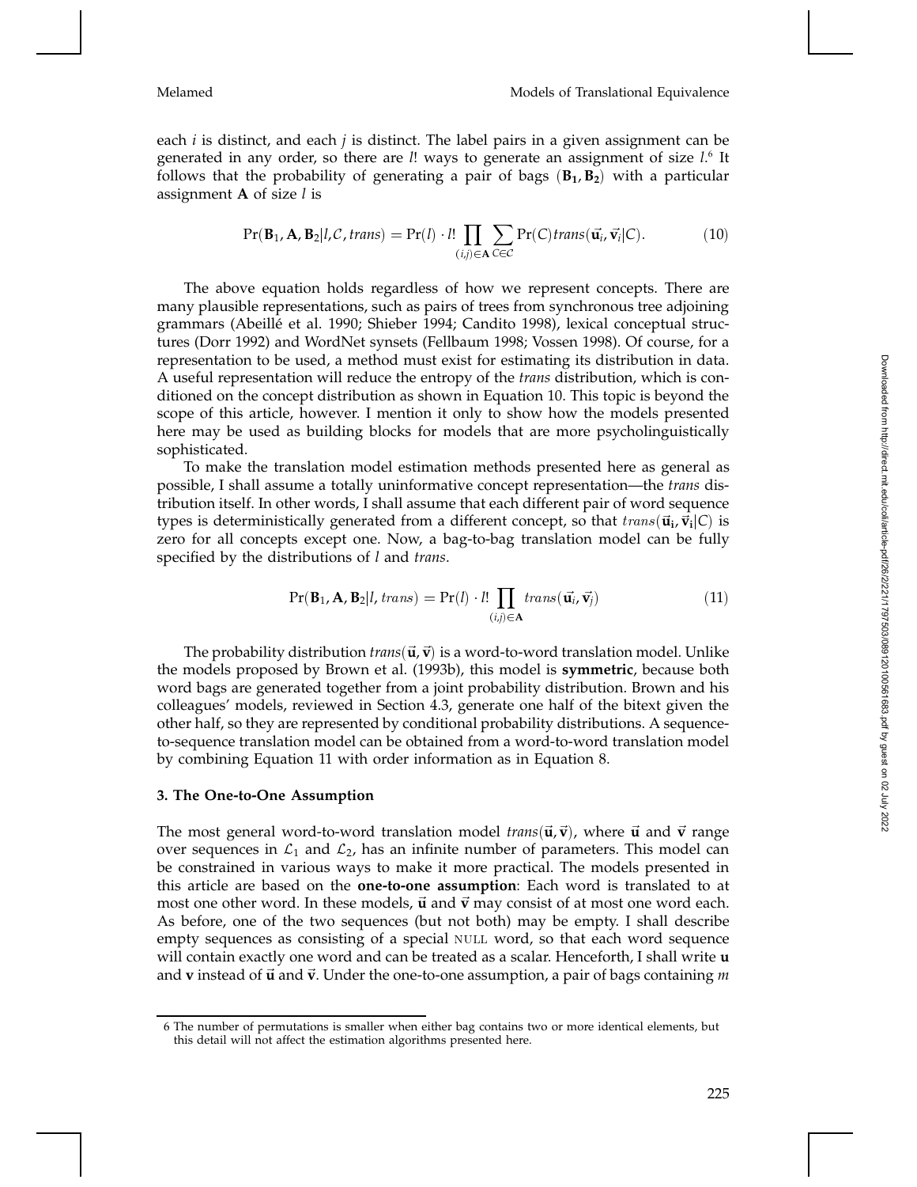each $i$ is distinct, and each $j$ is distinct. The label pairs in a given assignment can be generated in any order, so there are $l!$ ways to generate an assignment of size $l$.[6] It follows that the probability of generating a pair of bags $(\mathbf{B_1}, \mathbf{B_2})$ with a particular assignment $\mathbf{A}$ of size $l$ is

$$\Pr(\mathbf{B}_1, \mathbf{A}, \mathbf{B}_2 | l, \mathcal{C}, trans) = \Pr(l) \cdot l! \prod_{(i,j) \in \mathbf{A}} \sum_{C \in \mathcal{C}} \Pr(C) trans(\vec{\mathbf{u}}_i, \vec{\mathbf{v}}_i | C). \tag{10}$$

The above equation holds regardless of how we represent concepts. There are many plausible representations, such as pairs of trees from synchronous tree adjoining grammars (Abeillé et al. 1990; Shieber 1994; Candito 1998), lexical conceptual structures (Dorr 1992) and WordNet synsets (Fellbaum 1998; Vossen 1998). Of course, for a representation to be used, a method must exist for estimating its distribution in data. A useful representation will reduce the entropy of the *trans* distribution, which is conditioned on the concept distribution as shown in Equation 10. This topic is beyond the scope of this article, however. I mention it only to show how the models presented here may be used as building blocks for models that are more psycholinguistically sophisticated.

To make the translation model estimation methods presented here as general as possible, I shall assume a totally uninformative concept representation—the *trans* distribution itself. In other words, I shall assume that each different pair of word sequence types is deterministically generated from a different concept, so that $trans(\vec{\mathbf{u}}_\mathbf{i}, \vec{\mathbf{v}}_\mathbf{i} | C)$ is zero for all concepts except one. Now, a bag-to-bag translation model can be fully specified by the distributions of $l$ and *trans*.

$$\Pr(\mathbf{B}_1, \mathbf{A}, \mathbf{B}_2 | l, trans) = \Pr(l) \cdot l! \prod_{(i,j) \in \mathbf{A}} trans(\vec{\mathbf{u}}_i, \vec{\mathbf{v}}_j) \tag{11}$$

The probability distribution $trans(\vec{\mathbf{u}}, \vec{\mathbf{v}})$ is a word-to-word translation model. Unlike the models proposed by Brown et al. (1993b), this model is **symmetric**, because both word bags are generated together from a joint probability distribution. Brown and his colleagues' models, reviewed in Section 4.3, generate one half of the bitext given the other half, so they are represented by conditional probability distributions. A sequence-to-sequence translation model can be obtained from a word-to-word translation model by combining Equation 11 with order information as in Equation 8.

## 3. The One-to-One Assumption

The most general word-to-word translation model $trans(\vec{\mathbf{u}}, \vec{\mathbf{v}})$, where $\vec{\mathbf{u}}$ and $\vec{\mathbf{v}}$ range over sequences in $\mathcal{L}_1$ and $\mathcal{L}_2$, has an infinite number of parameters. This model can be constrained in various ways to make it more practical. The models presented in this article are based on the **one-to-one assumption**: Each word is translated to at most one other word. In these models, $\vec{\mathbf{u}}$ and $\vec{\mathbf{v}}$ may consist of at most one word each. As before, one of the two sequences (but not both) may be empty. I shall describe empty sequences as consisting of a special NULL word, so that each word sequence will contain exactly one word and can be treated as a scalar. Henceforth, I shall write $\mathbf{u}$ and $\mathbf{v}$ instead of $\vec{\mathbf{u}}$ and $\vec{\mathbf{v}}$. Under the one-to-one assumption, a pair of bags containing $m$

[6] The number of permutations is smaller when either bag contains two or more identical elements, but this detail will not affect the estimation algorithms presented here.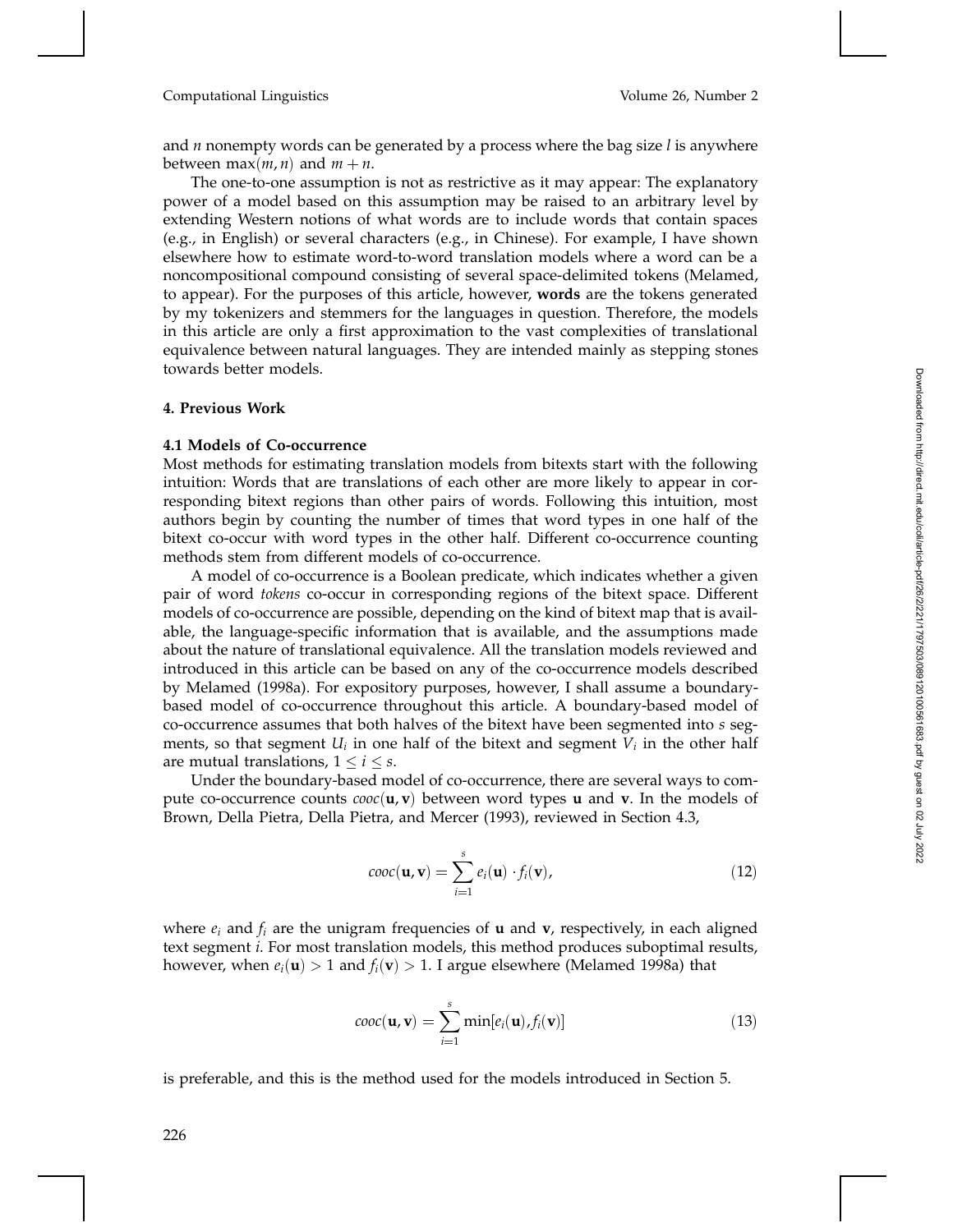and $n$ nonempty words can be generated by a process where the bag size $l$ is anywhere between $\max(m, n)$ and $m + n$.

The one-to-one assumption is not as restrictive as it may appear: The explanatory power of a model based on this assumption may be raised to an arbitrary level by extending Western notions of what words are to include words that contain spaces (e.g., in English) or several characters (e.g., in Chinese). For example, I have shown elsewhere how to estimate word-to-word translation models where a word can be a noncompositional compound consisting of several space-delimited tokens (Melamed, to appear). For the purposes of this article, however, **words** are the tokens generated by my tokenizers and stemmers for the languages in question. Therefore, the models in this article are only a first approximation to the vast complexities of translational equivalence between natural languages. They are intended mainly as stepping stones towards better models.

## 4. Previous Work

### 4.1 Models of Co-occurrence

Most methods for estimating translation models from bitexts start with the following intuition: Words that are translations of each other are more likely to appear in corresponding bitext regions than other pairs of words. Following this intuition, most authors begin by counting the number of times that word types in one half of the bitext co-occur with word types in the other half. Different co-occurrence counting methods stem from different models of co-occurrence.

A model of co-occurrence is a Boolean predicate, which indicates whether a given pair of word *tokens* co-occur in corresponding regions of the bitext space. Different models of co-occurrence are possible, depending on the kind of bitext map that is available, the language-specific information that is available, and the assumptions made about the nature of translational equivalence. All the translation models reviewed and introduced in this article can be based on any of the co-occurrence models described by Melamed (1998a). For expository purposes, however, I shall assume a boundary-based model of co-occurrence throughout this article. A boundary-based model of co-occurrence assumes that both halves of the bitext have been segmented into $s$ segments, so that segment $U_i$ in one half of the bitext and segment $V_i$ in the other half are mutual translations, $1 \le i \le s$.

Under the boundary-based model of co-occurrence, there are several ways to compute co-occurrence counts $cooc(\mathbf{u}, \mathbf{v})$ between word types $\mathbf{u}$ and $\mathbf{v}$. In the models of Brown, Della Pietra, Della Pietra, and Mercer (1993), reviewed in Section 4.3,

$$cooc(\mathbf{u}, \mathbf{v}) = \sum_{i=1}^{s} e_i(\mathbf{u}) \cdot f_i(\mathbf{v}), \tag{12}$$

where $e_i$ and $f_i$ are the unigram frequencies of $\mathbf{u}$ and $\mathbf{v}$, respectively, in each aligned text segment $i$. For most translation models, this method produces suboptimal results, however, when $e_i(\mathbf{u}) > 1$ and $f_i(\mathbf{v}) > 1$. I argue elsewhere (Melamed 1998a) that

$$cooc(\mathbf{u}, \mathbf{v}) = \sum_{i=1}^{s} \min[e_i(\mathbf{u}), f_i(\mathbf{v})] \tag{13}$$

is preferable, and this is the method used for the models introduced in Section 5.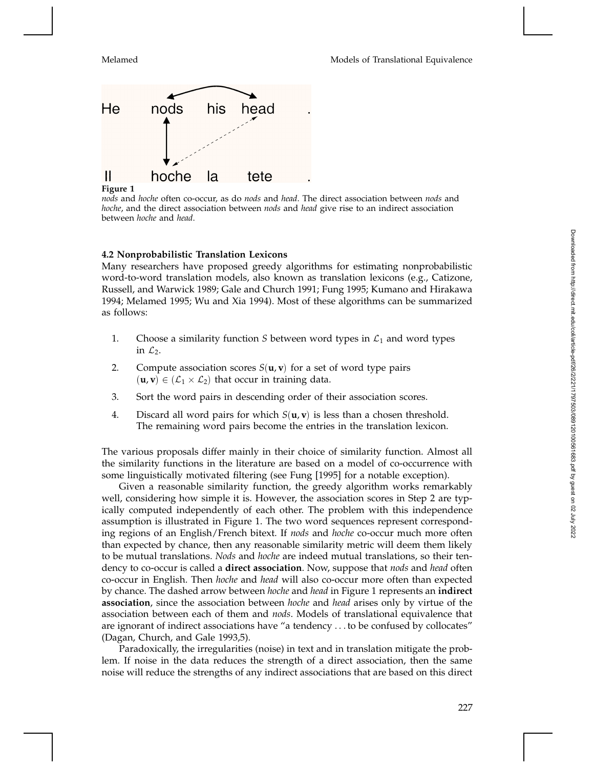**Figure 1**
*nods* and *hoche* often co-occur, as do *nods* and *head*. The direct association between *nods* and *hoche*, and the direct association between *nods* and *head* give rise to an indirect association between *hoche* and *head*.

### 4.2 Nonprobabilistic Translation Lexicons

Many researchers have proposed greedy algorithms for estimating nonprobabilistic word-to-word translation models, also known as translation lexicons (e.g., Catizone, Russell, and Warwick 1989; Gale and Church 1991; Fung 1995; Kumano and Hirakawa 1994; Melamed 1995; Wu and Xia 1994). Most of these algorithms can be summarized as follows:

1. Choose a similarity function $S$ between word types in $\mathcal{L}_1$ and word types in $\mathcal{L}_2$.
2. Compute association scores $S(\mathbf{u}, \mathbf{v})$ for a set of word type pairs $(\mathbf{u}, \mathbf{v}) \in (\mathcal{L}_1 \times \mathcal{L}_2)$ that occur in training data.
3. Sort the word pairs in descending order of their association scores.
4. Discard all word pairs for which $S(\mathbf{u}, \mathbf{v})$ is less than a chosen threshold. The remaining word pairs become the entries in the translation lexicon.

The various proposals differ mainly in their choice of similarity function. Almost all the similarity functions in the literature are based on a model of co-occurrence with some linguistically motivated filtering (see Fung [1995] for a notable exception).

Given a reasonable similarity function, the greedy algorithm works remarkably well, considering how simple it is. However, the association scores in Step 2 are typically computed independently of each other. The problem with this independence assumption is illustrated in Figure 1. The two word sequences represent corresponding regions of an English/French bitext. If *nods* and *hoche* co-occur much more often than expected by chance, then any reasonable similarity metric will deem them likely to be mutual translations. *Nods* and *hoche* are indeed mutual translations, so their tendency to co-occur is called a **direct association**. Now, suppose that *nods* and *head* often co-occur in English. Then *hoche* and *head* will also co-occur more often than expected by chance. The dashed arrow between *hoche* and *head* in Figure 1 represents an **indirect association**, since the association between *hoche* and *head* arises only by virtue of the association between each of them and *nods*. Models of translational equivalence that are ignorant of indirect associations have "a tendency ... to be confused by collocates" (Dagan, Church, and Gale 1993,5).

Paradoxically, the irregularities (noise) in text and in translation mitigate the problem. If noise in the data reduces the strength of a direct association, then the same noise will reduce the strengths of any indirect associations that are based on this direct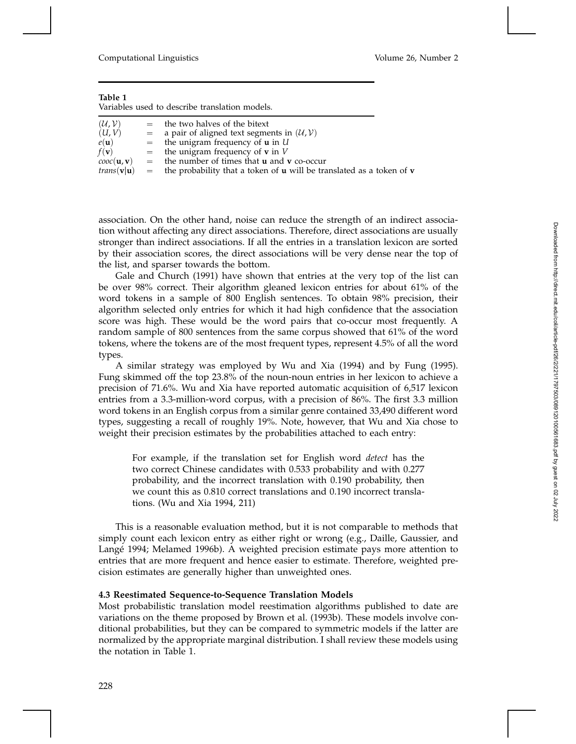**Table 1**
Variables used to describe translation models.

| | | |
|---|---|---|
| $(\mathcal{U}, \mathcal{V})$ | = | the two halves of the bitext |
| $(U, V)$ | = | a pair of aligned text segments in $(\mathcal{U}, \mathcal{V})$ |
| $e(\mathbf{u})$ | = | the unigram frequency of $\mathbf{u}$ in $U$ |
| $f(\mathbf{v})$ | = | the unigram frequency of $\mathbf{v}$ in $V$ |
| $cooc(\mathbf{u}, \mathbf{v})$ | = | the number of times that $\mathbf{u}$ and $\mathbf{v}$ co-occur |
| $trans(\mathbf{v}\|\mathbf{u})$ | = | the probability that a token of $\mathbf{u}$ will be translated as a token of $\mathbf{v}$ |

association. On the other hand, noise can reduce the strength of an indirect association without affecting any direct associations. Therefore, direct associations are usually stronger than indirect associations. If all the entries in a translation lexicon are sorted by their association scores, the direct associations will be very dense near the top of the list, and sparser towards the bottom.

Gale and Church (1991) have shown that entries at the very top of the list can be over 98% correct. Their algorithm gleaned lexicon entries for about 61% of the word tokens in a sample of 800 English sentences. To obtain 98% precision, their algorithm selected only entries for which it had high confidence that the association score was high. These would be the word pairs that co-occur most frequently. A random sample of 800 sentences from the same corpus showed that 61% of the word tokens, where the tokens are of the most frequent types, represent 4.5% of all the word types.

A similar strategy was employed by Wu and Xia (1994) and by Fung (1995). Fung skimmed off the top 23.8% of the noun-noun entries in her lexicon to achieve a precision of 71.6%. Wu and Xia have reported automatic acquisition of 6,517 lexicon entries from a 3.3-million-word corpus, with a precision of 86%. The first 3.3 million word tokens in an English corpus from a similar genre contained 33,490 different word types, suggesting a recall of roughly 19%. Note, however, that Wu and Xia chose to weight their precision estimates by the probabilities attached to each entry:

> For example, if the translation set for English word *detect* has the two correct Chinese candidates with 0.533 probability and with 0.277 probability, and the incorrect translation with 0.190 probability, then we count this as 0.810 correct translations and 0.190 incorrect translations. (Wu and Xia 1994, 211)

This is a reasonable evaluation method, but it is not comparable to methods that simply count each lexicon entry as either right or wrong (e.g., Daille, Gaussier, and Langé 1994; Melamed 1996b). A weighted precision estimate pays more attention to entries that are more frequent and hence easier to estimate. Therefore, weighted precision estimates are generally higher than unweighted ones.

### 4.3 Reestimated Sequence-to-Sequence Translation Models

Most probabilistic translation model reestimation algorithms published to date are variations on the theme proposed by Brown et al. (1993b). These models involve conditional probabilities, but they can be compared to symmetric models if the latter are normalized by the appropriate marginal distribution. I shall review these models using the notation in Table 1.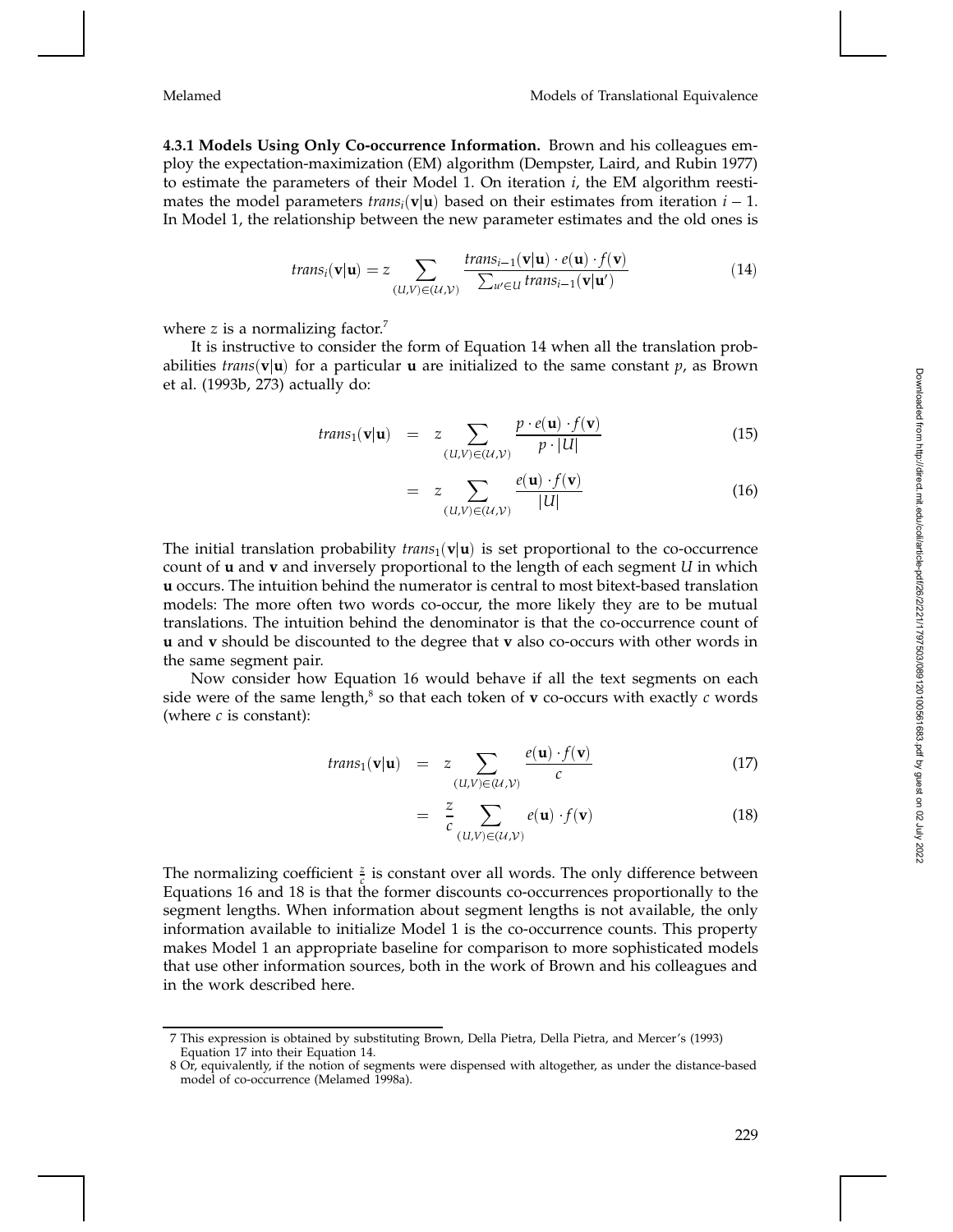**4.3.1 Models Using Only Co-occurrence Information.** Brown and his colleagues employ the expectation-maximization (EM) algorithm (Dempster, Laird, and Rubin 1977) to estimate the parameters of their Model 1. On iteration $i$, the EM algorithm reestimates the model parameters $trans_i(\mathbf{v}|\mathbf{u})$ based on their estimates from iteration $i-1$. In Model 1, the relationship between the new parameter estimates and the old ones is

$$trans_i(\mathbf{v}|\mathbf{u}) = z \sum_{(U,V)\in(\mathcal{U},\mathcal{V})} \frac{trans_{i-1}(\mathbf{v}|\mathbf{u}) \cdot e(\mathbf{u}) \cdot f(\mathbf{v})}{\sum_{u' \in U} trans_{i-1}(\mathbf{v}|\mathbf{u}')} \tag{14}$$

where $z$ is a normalizing factor.[7]

It is instructive to consider the form of Equation 14 when all the translation probabilities $trans(\mathbf{v}|\mathbf{u})$ for a particular $\mathbf{u}$ are initialized to the same constant $p$, as Brown et al. (1993b, 273) actually do:

$$trans_1(\mathbf{v}|\mathbf{u}) = z \sum_{(U,V)\in(\mathcal{U},\mathcal{V})} \frac{p \cdot e(\mathbf{u}) \cdot f(\mathbf{v})}{p \cdot |U|} \tag{15}$$

$$= z \sum_{(U,V)\in(\mathcal{U},\mathcal{V})} \frac{e(\mathbf{u}) \cdot f(\mathbf{v})}{|U|} \tag{16}$$

The initial translation probability $trans_1(\mathbf{v}|\mathbf{u})$ is set proportional to the co-occurrence count of $\mathbf{u}$ and $\mathbf{v}$ and inversely proportional to the length of each segment $U$ in which $\mathbf{u}$ occurs. The intuition behind the numerator is central to most bitext-based translation models: The more often two words co-occur, the more likely they are to be mutual translations. The intuition behind the denominator is that the co-occurrence count of $\mathbf{u}$ and $\mathbf{v}$ should be discounted to the degree that $\mathbf{v}$ also co-occurs with other words in the same segment pair.

Now consider how Equation 16 would behave if all the text segments on each side were of the same length,[8] so that each token of $\mathbf{v}$ co-occurs with exactly $c$ words (where $c$ is constant):

$$trans_1(\mathbf{v}|\mathbf{u}) = z \sum_{(U,V)\in(\mathcal{U},\mathcal{V})} \frac{e(\mathbf{u}) \cdot f(\mathbf{v})}{c} \tag{17}$$

$$= \frac{z}{c} \sum_{(U,V)\in(\mathcal{U},\mathcal{V})} e(\mathbf{u}) \cdot f(\mathbf{v}) \tag{18}$$

The normalizing coefficient $\frac{z}{c}$ is constant over all words. The only difference between Equations 16 and 18 is that the former discounts co-occurrences proportionally to the segment lengths. When information about segment lengths is not available, the only information available to initialize Model 1 is the co-occurrence counts. This property makes Model 1 an appropriate baseline for comparison to more sophisticated models that use other information sources, both in the work of Brown and his colleagues and in the work described here.

---

7 This expression is obtained by substituting Brown, Della Pietra, Della Pietra, and Mercer's (1993) Equation 17 into their Equation 14.

8 Or, equivalently, if the notion of segments were dispensed with altogether, as under the distance-based model of co-occurrence (Melamed 1998a).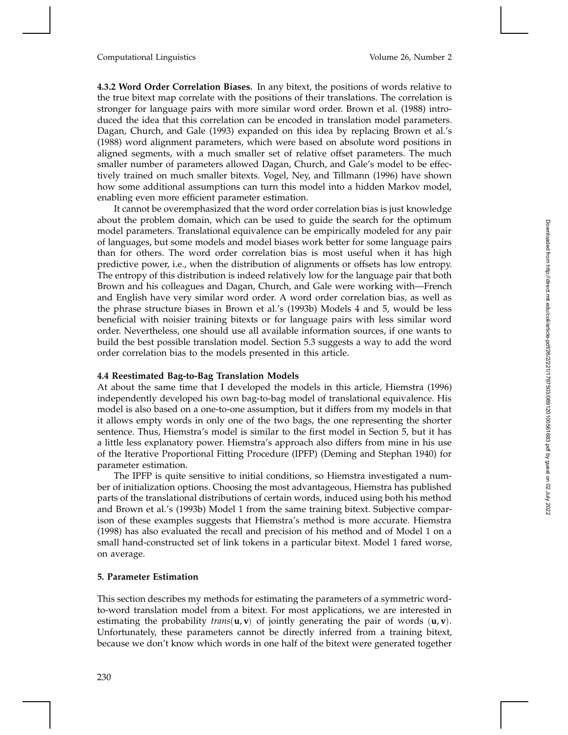**4.3.2 Word Order Correlation Biases.** In any bitext, the positions of words relative to the true bitext map correlate with the positions of their translations. The correlation is stronger for language pairs with more similar word order. Brown et al. (1988) introduced the idea that this correlation can be encoded in translation model parameters. Dagan, Church, and Gale (1993) expanded on this idea by replacing Brown et al.'s (1988) word alignment parameters, which were based on absolute word positions in aligned segments, with a much smaller set of relative offset parameters. The much smaller number of parameters allowed Dagan, Church, and Gale's model to be effectively trained on much smaller bitexts. Vogel, Ney, and Tillmann (1996) have shown how some additional assumptions can turn this model into a hidden Markov model, enabling even more efficient parameter estimation.

It cannot be overemphasized that the word order correlation bias is just knowledge about the problem domain, which can be used to guide the search for the optimum model parameters. Translational equivalence can be empirically modeled for any pair of languages, but some models and model biases work better for some language pairs than for others. The word order correlation bias is most useful when it has high predictive power, i.e., when the distribution of alignments or offsets has low entropy. The entropy of this distribution is indeed relatively low for the language pair that both Brown and his colleagues and Dagan, Church, and Gale were working with—French and English have very similar word order. A word order correlation bias, as well as the phrase structure biases in Brown et al.'s (1993b) Models 4 and 5, would be less beneficial with noisier training bitexts or for language pairs with less similar word order. Nevertheless, one should use all available information sources, if one wants to build the best possible translation model. Section 5.3 suggests a way to add the word order correlation bias to the models presented in this article.

### 4.4 Reestimated Bag-to-Bag Translation Models

At about the same time that I developed the models in this article, Hiemstra (1996) independently developed his own bag-to-bag model of translational equivalence. His model is also based on a one-to-one assumption, but it differs from my models in that it allows empty words in only one of the two bags, the one representing the shorter sentence. Thus, Hiemstra's model is similar to the first model in Section 5, but it has a little less explanatory power. Hiemstra's approach also differs from mine in his use of the Iterative Proportional Fitting Procedure (IPFP) (Deming and Stephan 1940) for parameter estimation.

The IPFP is quite sensitive to initial conditions, so Hiemstra investigated a number of initialization options. Choosing the most advantageous, Hiemstra has published parts of the translational distributions of certain words, induced using both his method and Brown et al.'s (1993b) Model 1 from the same training bitext. Subjective comparison of these examples suggests that Hiemstra's method is more accurate. Hiemstra (1998) has also evaluated the recall and precision of his method and of Model 1 on a small hand-constructed set of link tokens in a particular bitext. Model 1 fared worse, on average.

## 5. Parameter Estimation

This section describes my methods for estimating the parameters of a symmetric word-to-word translation model from a bitext. For most applications, we are interested in estimating the probability $trans(\mathbf{u}, \mathbf{v})$ of jointly generating the pair of words $(\mathbf{u}, \mathbf{v})$. Unfortunately, these parameters cannot be directly inferred from a training bitext, because we don't know which words in one half of the bitext were generated together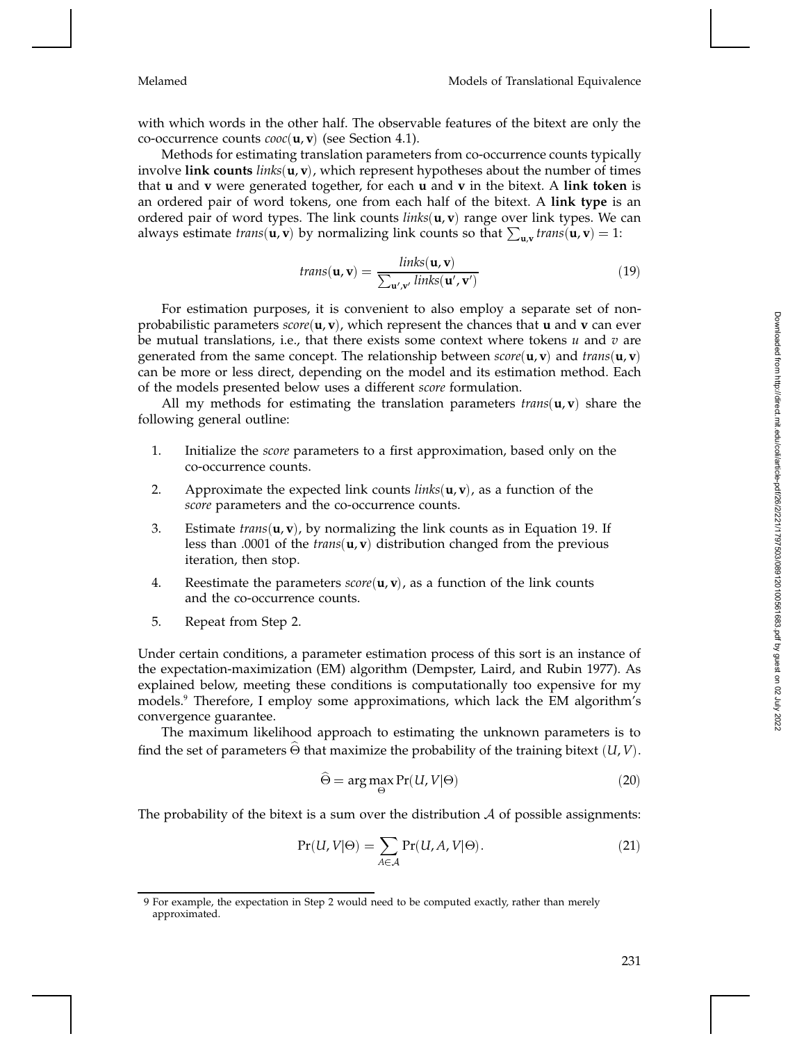with which words in the other half. The observable features of the bitext are only the co-occurrence counts $cooc(\mathbf{u}, \mathbf{v})$ (see Section 4.1).

Methods for estimating translation parameters from co-occurrence counts typically involve **link counts** $links(\mathbf{u}, \mathbf{v})$, which represent hypotheses about the number of times that $\mathbf{u}$ and $\mathbf{v}$ were generated together, for each $\mathbf{u}$ and $\mathbf{v}$ in the bitext. A **link token** is an ordered pair of word tokens, one from each half of the bitext. A **link type** is an ordered pair of word types. The link counts $links(\mathbf{u}, \mathbf{v})$ range over link types. We can always estimate $trans(\mathbf{u}, \mathbf{v})$ by normalizing link counts so that $\sum_{\mathbf{u},\mathbf{v}} trans(\mathbf{u}, \mathbf{v}) = 1$:

$$trans(\mathbf{u}, \mathbf{v}) = \frac{links(\mathbf{u}, \mathbf{v})}{\sum_{\mathbf{u}',\mathbf{v}'} links(\mathbf{u}', \mathbf{v}')} \tag{19}$$

For estimation purposes, it is convenient to also employ a separate set of nonprobabilistic parameters $score(\mathbf{u}, \mathbf{v})$, which represent the chances that $\mathbf{u}$ and $\mathbf{v}$ can ever be mutual translations, i.e., that there exists some context where tokens $u$ and $v$ are generated from the same concept. The relationship between $score(\mathbf{u}, \mathbf{v})$ and $trans(\mathbf{u}, \mathbf{v})$ can be more or less direct, depending on the model and its estimation method. Each of the models presented below uses a different *score* formulation.

All my methods for estimating the translation parameters $trans(\mathbf{u}, \mathbf{v})$ share the following general outline:

1. Initialize the *score* parameters to a first approximation, based only on the co-occurrence counts.
2. Approximate the expected link counts $links(\mathbf{u}, \mathbf{v})$, as a function of the *score* parameters and the co-occurrence counts.
3. Estimate $trans(\mathbf{u}, \mathbf{v})$, by normalizing the link counts as in Equation 19. If less than .0001 of the $trans(\mathbf{u}, \mathbf{v})$ distribution changed from the previous iteration, then stop.
4. Reestimate the parameters $score(\mathbf{u}, \mathbf{v})$, as a function of the link counts and the co-occurrence counts.
5. Repeat from Step 2.

Under certain conditions, a parameter estimation process of this sort is an instance of the expectation-maximization (EM) algorithm (Dempster, Laird, and Rubin 1977). As explained below, meeting these conditions is computationally too expensive for my models.[9] Therefore, I employ some approximations, which lack the EM algorithm's convergence guarantee.

The maximum likelihood approach to estimating the unknown parameters is to find the set of parameters $\widehat{\Theta}$ that maximize the probability of the training bitext $(U, V)$.

$$\widehat{\Theta} = \arg\max_{\Theta} \Pr(U, V|\Theta) \tag{20}$$

The probability of the bitext is a sum over the distribution $\mathcal{A}$ of possible assignments:

$$\Pr(U, V|\Theta) = \sum_{A \in \mathcal{A}} \Pr(U, A, V|\Theta). \tag{21}$$

9 For example, the expectation in Step 2 would need to be computed exactly, rather than merely approximated.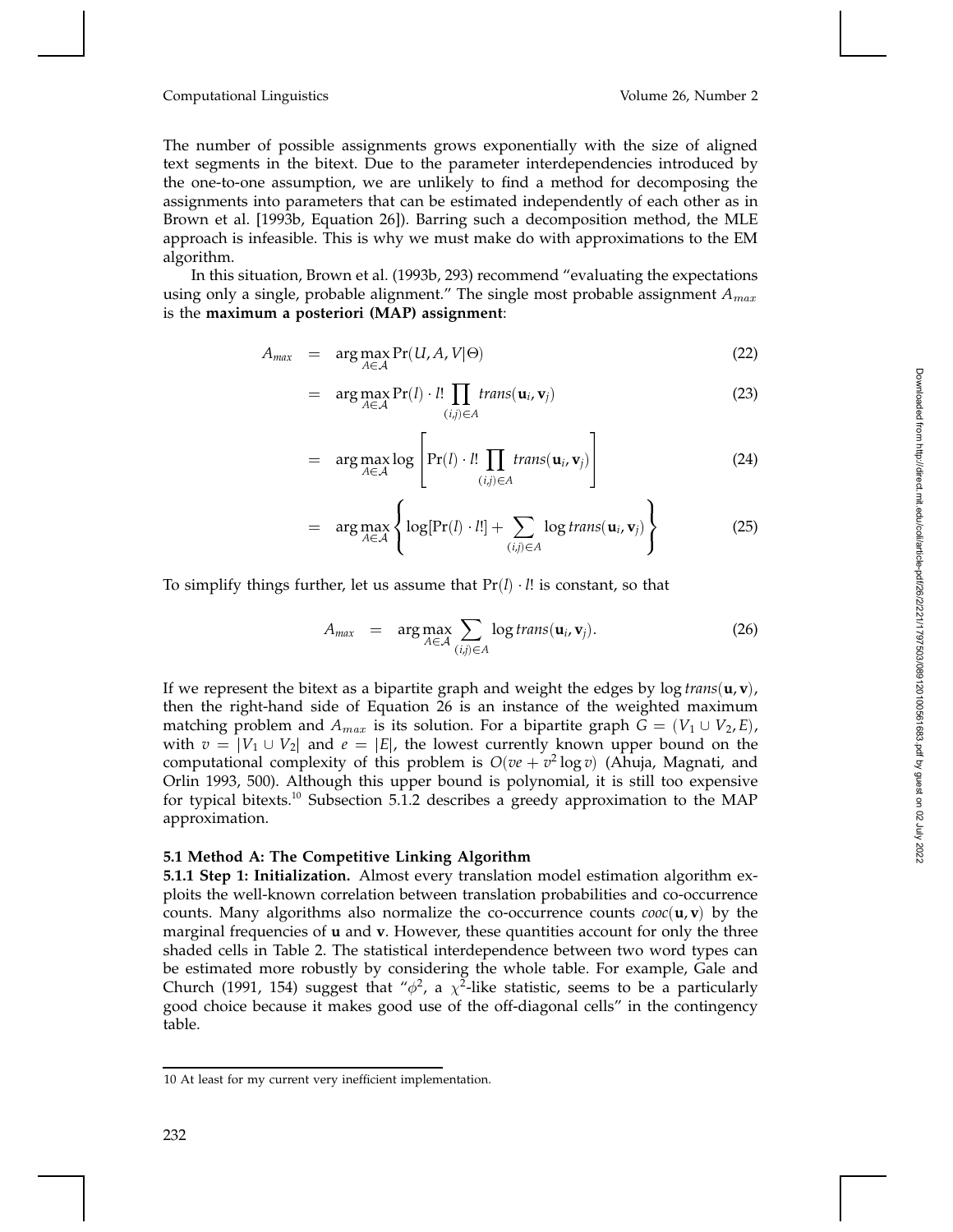The number of possible assignments grows exponentially with the size of aligned text segments in the bitext. Due to the parameter interdependencies introduced by the one-to-one assumption, we are unlikely to find a method for decomposing the assignments into parameters that can be estimated independently of each other as in Brown et al. [1993b, Equation 26]). Barring such a decomposition method, the MLE approach is infeasible. This is why we must make do with approximations to the EM algorithm.

In this situation, Brown et al. (1993b, 293) recommend "evaluating the expectations using only a single, probable alignment." The single most probable assignment $A_{max}$ is the **maximum a posteriori (MAP) assignment**:

$$A_{max} = \arg\max_{A \in \mathcal{A}} \Pr(U, A, V | \Theta) \tag{22}$$

$$= \arg\max_{A \in \mathcal{A}} \Pr(l) \cdot l! \prod_{(i,j) \in A} trans(\mathbf{u}_i, \mathbf{v}_j) \tag{23}$$

$$= \arg\max_{A \in \mathcal{A}} \log \left[ \Pr(l) \cdot l! \prod_{(i,j) \in A} trans(\mathbf{u}_i, \mathbf{v}_j) \right] \tag{24}$$

$$= \arg\max_{A \in \mathcal{A}} \left\{ \log[\Pr(l) \cdot l!] + \sum_{(i,j) \in A} \log trans(\mathbf{u}_i, \mathbf{v}_j) \right\} \tag{25}$$

To simplify things further, let us assume that $\Pr(l) \cdot l!$ is constant, so that

$$A_{max} = \arg\max_{A \in \mathcal{A}} \sum_{(i,j) \in A} \log trans(\mathbf{u}_i, \mathbf{v}_j). \tag{26}$$

If we represent the bitext as a bipartite graph and weight the edges by $\log trans(\mathbf{u}, \mathbf{v})$, then the right-hand side of Equation 26 is an instance of the weighted maximum matching problem and $A_{max}$ is its solution. For a bipartite graph $G = (V_1 \cup V_2, E)$, with $v = |V_1 \cup V_2|$ and $e = |E|$, the lowest currently known upper bound on the computational complexity of this problem is $O(ve + v^2 \log v)$ (Ahuja, Magnati, and Orlin 1993, 500). Although this upper bound is polynomial, it is still too expensive for typical bitexts.[10] Subsection 5.1.2 describes a greedy approximation to the MAP approximation.

## 5.1 Method A: The Competitive Linking Algorithm

**5.1.1 Step 1: Initialization.** Almost every translation model estimation algorithm exploits the well-known correlation between translation probabilities and co-occurrence counts. Many algorithms also normalize the co-occurrence counts $cooc(\mathbf{u}, \mathbf{v})$ by the marginal frequencies of $\mathbf{u}$ and $\mathbf{v}$. However, these quantities account for only the three shaded cells in Table 2. The statistical interdependence between two word types can be estimated more robustly by considering the whole table. For example, Gale and Church (1991, 154) suggest that "$\phi^2$, a $\chi^2$-like statistic, seems to be a particularly good choice because it makes good use of the off-diagonal cells" in the contingency table.

[10] At least for my current very inefficient implementation.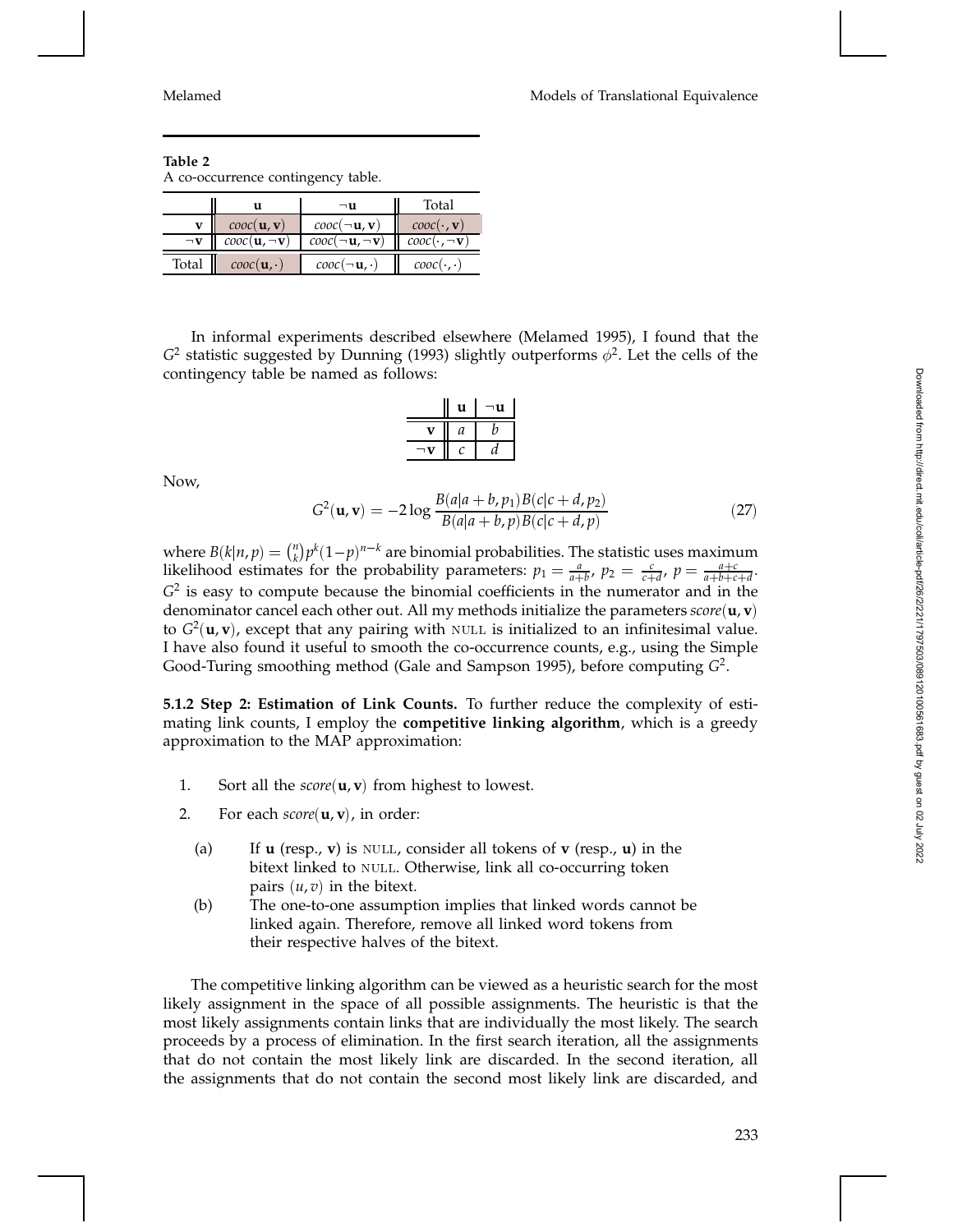**Table 2**
A co-occurrence contingency table.

| | $\mathbf{u}$ | $\neg\mathbf{u}$ | Total |
|---|---|---|---|
| $\mathbf{v}$ | $cooc(\mathbf{u},\mathbf{v})$ | $cooc(\neg\mathbf{u},\mathbf{v})$ | $cooc(\cdot,\mathbf{v})$ |
| $\neg\mathbf{v}$ | $cooc(\mathbf{u},\neg\mathbf{v})$ | $cooc(\neg\mathbf{u},\neg\mathbf{v})$ | $cooc(\cdot,\neg\mathbf{v})$ |
| Total | $cooc(\mathbf{u},\cdot)$ | $cooc(\neg\mathbf{u},\cdot)$ | $cooc(\cdot,\cdot)$ |

In informal experiments described elsewhere (Melamed 1995), I found that the $G^2$ statistic suggested by Dunning (1993) slightly outperforms $\phi^2$. Let the cells of the contingency table be named as follows:

| | $\mathbf{u}$ | $\neg\mathbf{u}$ |
|---|---|---|
| $\mathbf{v}$ | $a$ | $b$ |
| $\neg\mathbf{v}$ | $c$ | $d$ |

Now,

$$G^2(\mathbf{u},\mathbf{v}) = -2\log\frac{B(a|a+b,p_1)B(c|c+d,p_2)}{B(a|a+b,p)B(c|c+d,p)} \tag{27}$$

where $B(k|n,p) = \binom{n}{k}p^k(1-p)^{n-k}$ are binomial probabilities. The statistic uses maximum likelihood estimates for the probability parameters: $p_1 = \frac{a}{a+b}$, $p_2 = \frac{c}{c+d}$, $p = \frac{a+c}{a+b+c+d}$. $G^2$ is easy to compute because the binomial coefficients in the numerator and in the denominator cancel each other out. All my methods initialize the parameters $score(\mathbf{u},\mathbf{v})$ to $G^2(\mathbf{u},\mathbf{v})$, except that any pairing with NULL is initialized to an infinitesimal value. I have also found it useful to smooth the co-occurrence counts, e.g., using the Simple Good-Turing smoothing method (Gale and Sampson 1995), before computing $G^2$.

**5.1.2 Step 2: Estimation of Link Counts.** To further reduce the complexity of estimating link counts, I employ the **competitive linking algorithm**, which is a greedy approximation to the MAP approximation:

1. Sort all the $score(\mathbf{u},\mathbf{v})$ from highest to lowest.
2. For each $score(\mathbf{u},\mathbf{v})$, in order:
   (a) If $\mathbf{u}$ (resp., $\mathbf{v}$) is NULL, consider all tokens of $\mathbf{v}$ (resp., $\mathbf{u}$) in the bitext linked to NULL. Otherwise, link all co-occurring token pairs $(u,v)$ in the bitext.
   (b) The one-to-one assumption implies that linked words cannot be linked again. Therefore, remove all linked word tokens from their respective halves of the bitext.

The competitive linking algorithm can be viewed as a heuristic search for the most likely assignment in the space of all possible assignments. The heuristic is that the most likely assignments contain links that are individually the most likely. The search proceeds by a process of elimination. In the first search iteration, all the assignments that do not contain the most likely link are discarded. In the second iteration, all the assignments that do not contain the second most likely link are discarded, and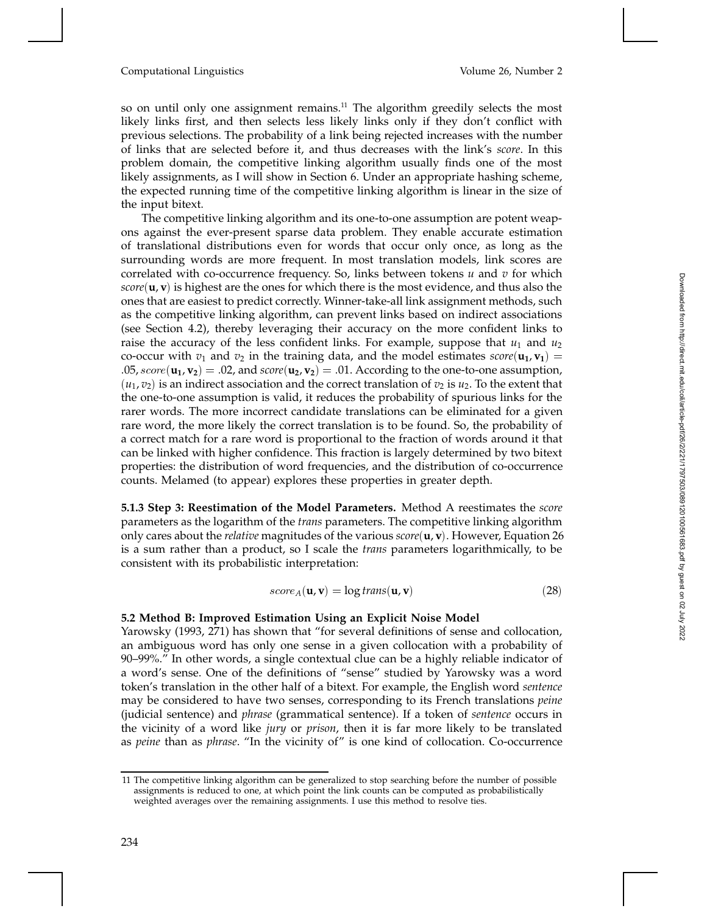so on until only one assignment remains.[11] The algorithm greedily selects the most likely links first, and then selects less likely links only if they don't conflict with previous selections. The probability of a link being rejected increases with the number of links that are selected before it, and thus decreases with the link's *score*. In this problem domain, the competitive linking algorithm usually finds one of the most likely assignments, as I will show in Section 6. Under an appropriate hashing scheme, the expected running time of the competitive linking algorithm is linear in the size of the input bitext.

The competitive linking algorithm and its one-to-one assumption are potent weapons against the ever-present sparse data problem. They enable accurate estimation of translational distributions even for words that occur only once, as long as the surrounding words are more frequent. In most translation models, link scores are correlated with co-occurrence frequency. So, links between tokens $u$ and $v$ for which $score(\mathbf{u}, \mathbf{v})$ is highest are the ones for which there is the most evidence, and thus also the ones that are easiest to predict correctly. Winner-take-all link assignment methods, such as the competitive linking algorithm, can prevent links based on indirect associations (see Section 4.2), thereby leveraging their accuracy on the more confident links to raise the accuracy of the less confident links. For example, suppose that $u_1$ and $u_2$ co-occur with $v_1$ and $v_2$ in the training data, and the model estimates $score(\mathbf{u_1}, \mathbf{v_1}) = .05$, $score(\mathbf{u_1}, \mathbf{v_2}) = .02$, and $score(\mathbf{u_2}, \mathbf{v_2}) = .01$. According to the one-to-one assumption, $(u_1, v_2)$ is an indirect association and the correct translation of $v_2$ is $u_2$. To the extent that the one-to-one assumption is valid, it reduces the probability of spurious links for the rarer words. The more incorrect candidate translations can be eliminated for a given rare word, the more likely the correct translation is to be found. So, the probability of a correct match for a rare word is proportional to the fraction of words around it that can be linked with higher confidence. This fraction is largely determined by two bitext properties: the distribution of word frequencies, and the distribution of co-occurrence counts. Melamed (to appear) explores these properties in greater depth.

**5.1.3 Step 3: Reestimation of the Model Parameters.** Method A reestimates the *score* parameters as the logarithm of the *trans* parameters. The competitive linking algorithm only cares about the *relative* magnitudes of the various $score(\mathbf{u}, \mathbf{v})$. However, Equation 26 is a sum rather than a product, so I scale the *trans* parameters logarithmically, to be consistent with its probabilistic interpretation:

$$score_A(\mathbf{u}, \mathbf{v}) = \log trans(\mathbf{u}, \mathbf{v}) \tag{28}$$

### 5.2 Method B: Improved Estimation Using an Explicit Noise Model

Yarowsky (1993, 271) has shown that "for several definitions of sense and collocation, an ambiguous word has only one sense in a given collocation with a probability of 90–99%." In other words, a single contextual clue can be a highly reliable indicator of a word's sense. One of the definitions of "sense" studied by Yarowsky was a word token's translation in the other half of a bitext. For example, the English word *sentence* may be considered to have two senses, corresponding to its French translations *peine* (judicial sentence) and *phrase* (grammatical sentence). If a token of *sentence* occurs in the vicinity of a word like *jury* or *prison*, then it is far more likely to be translated as *peine* than as *phrase*. "In the vicinity of" is one kind of collocation. Co-occurrence

---

11 The competitive linking algorithm can be generalized to stop searching before the number of possible assignments is reduced to one, at which point the link counts can be computed as probabilistically weighted averages over the remaining assignments. I use this method to resolve ties.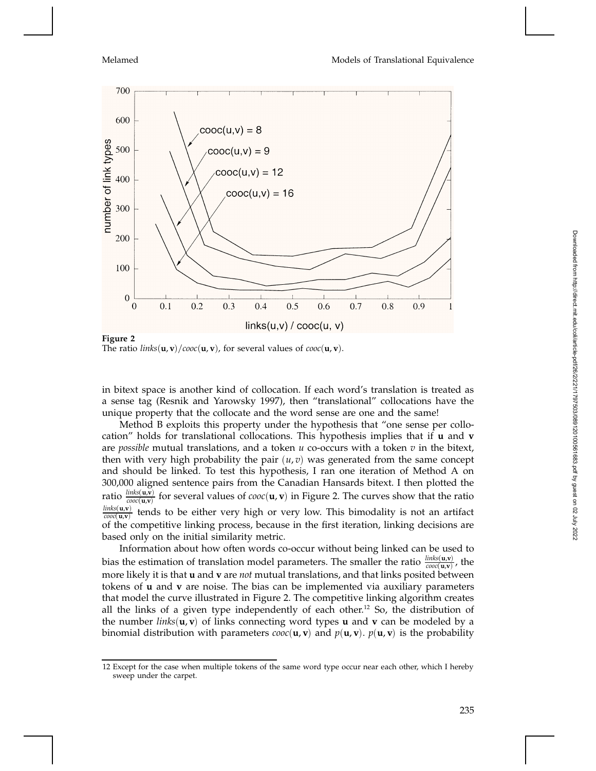**Figure 2**
The ratio $links(\mathbf{u}, \mathbf{v})/cooc(\mathbf{u}, \mathbf{v})$, for several values of $cooc(\mathbf{u}, \mathbf{v})$.

in bitext space is another kind of collocation. If each word's translation is treated as a sense tag (Resnik and Yarowsky 1997), then "translational" collocations have the unique property that the collocate and the word sense are one and the same!

Method B exploits this property under the hypothesis that "one sense per collocation" holds for translational collocations. This hypothesis implies that if $\mathbf{u}$ and $\mathbf{v}$ are *possible* mutual translations, and a token $u$ co-occurs with a token $v$ in the bitext, then with very high probability the pair $(u, v)$ was generated from the same concept and should be linked. To test this hypothesis, I ran one iteration of Method A on 300,000 aligned sentence pairs from the Canadian Hansards bitext. I then plotted the ratio $\frac{links(\mathbf{u},\mathbf{v})}{cooc(\mathbf{u},\mathbf{v})}$ for several values of $cooc(\mathbf{u}, \mathbf{v})$ in Figure 2. The curves show that the ratio $\frac{links(\mathbf{u},\mathbf{v})}{cooc(\mathbf{u},\mathbf{v})}$ tends to be either very high or very low. This bimodality is not an artifact of the competitive linking process, because in the first iteration, linking decisions are based only on the initial similarity metric.

Information about how often words co-occur without being linked can be used to bias the estimation of translation model parameters. The smaller the ratio $\frac{links(\mathbf{u},\mathbf{v})}{cooc(\mathbf{u},\mathbf{v})}$, the more likely it is that $\mathbf{u}$ and $\mathbf{v}$ are *not* mutual translations, and that links posited between tokens of $\mathbf{u}$ and $\mathbf{v}$ are noise. The bias can be implemented via auxiliary parameters that model the curve illustrated in Figure 2. The competitive linking algorithm creates all the links of a given type independently of each other.[12] So, the distribution of the number $links(\mathbf{u}, \mathbf{v})$ of links connecting word types $\mathbf{u}$ and $\mathbf{v}$ can be modeled by a binomial distribution with parameters $cooc(\mathbf{u}, \mathbf{v})$ and $p(\mathbf{u}, \mathbf{v})$. $p(\mathbf{u}, \mathbf{v})$ is the probability

[12] Except for the case when multiple tokens of the same word type occur near each other, which I hereby sweep under the carpet.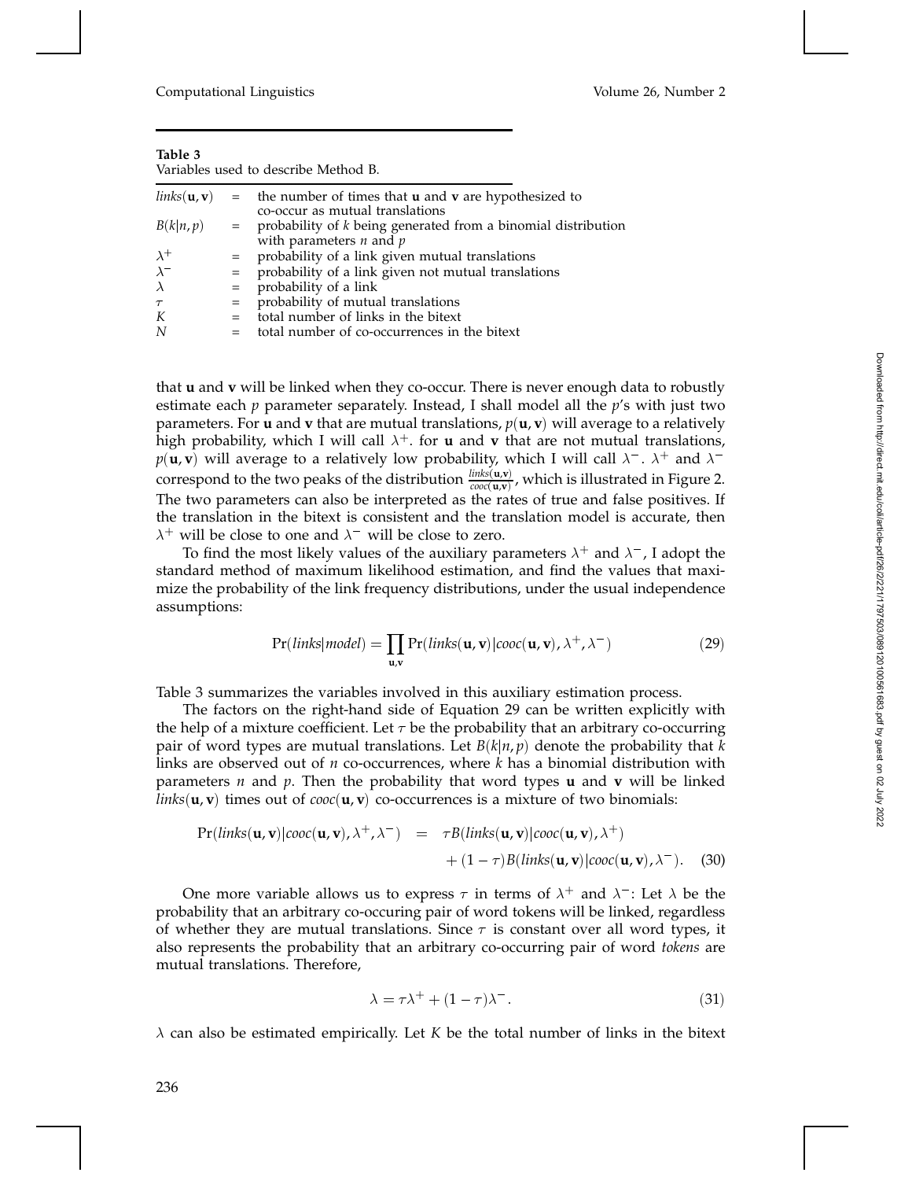**Table 3**
Variables used to describe Method B.

| | | |
|---|---|---|
| $links(\mathbf{u}, \mathbf{v})$ | = | the number of times that **u** and **v** are hypothesized to co-occur as mutual translations |
| $B(k\|n, p)$ | = | probability of $k$ being generated from a binomial distribution with parameters $n$ and $p$ |
| $\lambda^+$ | = | probability of a link given mutual translations |
| $\lambda^-$ | = | probability of a link given not mutual translations |
| $\lambda$ | = | probability of a link |
| $\tau$ | = | probability of mutual translations |
| $K$ | = | total number of links in the bitext |
| $N$ | = | total number of co-occurrences in the bitext |

that **u** and **v** will be linked when they co-occur. There is never enough data to robustly estimate each $p$ parameter separately. Instead, I shall model all the $p$'s with just two parameters. For **u** and **v** that are mutual translations, $p(\mathbf{u}, \mathbf{v})$ will average to a relatively high probability, which I will call $\lambda^+$. for **u** and **v** that are not mutual translations, $p(\mathbf{u}, \mathbf{v})$ will average to a relatively low probability, which I will call $\lambda^-$. $\lambda^+$ and $\lambda^-$ correspond to the two peaks of the distribution $\frac{links(\mathbf{u},\mathbf{v})}{cooc(\mathbf{u},\mathbf{v})}$, which is illustrated in Figure 2. The two parameters can also be interpreted as the rates of true and false positives. If the translation in the bitext is consistent and the translation model is accurate, then $\lambda^+$ will be close to one and $\lambda^-$ will be close to zero.

To find the most likely values of the auxiliary parameters $\lambda^+$ and $\lambda^-$, I adopt the standard method of maximum likelihood estimation, and find the values that maximize the probability of the link frequency distributions, under the usual independence assumptions:

$$\Pr(links|model) = \prod_{\mathbf{u},\mathbf{v}} \Pr(links(\mathbf{u}, \mathbf{v})|cooc(\mathbf{u}, \mathbf{v}), \lambda^+, \lambda^-) \tag{29}$$

Table 3 summarizes the variables involved in this auxiliary estimation process.

The factors on the right-hand side of Equation 29 can be written explicitly with the help of a mixture coefficient. Let $\tau$ be the probability that an arbitrary co-occurring pair of word types are mutual translations. Let $B(k|n, p)$ denote the probability that $k$ links are observed out of $n$ co-occurrences, where $k$ has a binomial distribution with parameters $n$ and $p$. Then the probability that word types **u** and **v** will be linked $links(\mathbf{u}, \mathbf{v})$ times out of $cooc(\mathbf{u}, \mathbf{v})$ co-occurrences is a mixture of two binomials:

$$\begin{aligned}\Pr(links(\mathbf{u}, \mathbf{v})|cooc(\mathbf{u}, \mathbf{v}), \lambda^+, \lambda^-) \quad &= \quad \tau B(links(\mathbf{u}, \mathbf{v})|cooc(\mathbf{u}, \mathbf{v}), \lambda^+) \\ &\quad + (1 - \tau) B(links(\mathbf{u}, \mathbf{v})|cooc(\mathbf{u}, \mathbf{v}), \lambda^-).\end{aligned} \tag{30}$$

One more variable allows us to express $\tau$ in terms of $\lambda^+$ and $\lambda^-$: Let $\lambda$ be the probability that an arbitrary co-occuring pair of word tokens will be linked, regardless of whether they are mutual translations. Since $\tau$ is constant over all word types, it also represents the probability that an arbitrary co-occurring pair of word *tokens* are mutual translations. Therefore,

$$\lambda = \tau\lambda^+ + (1 - \tau)\lambda^-. \tag{31}$$

$\lambda$ can also be estimated empirically. Let $K$ be the total number of links in the bitext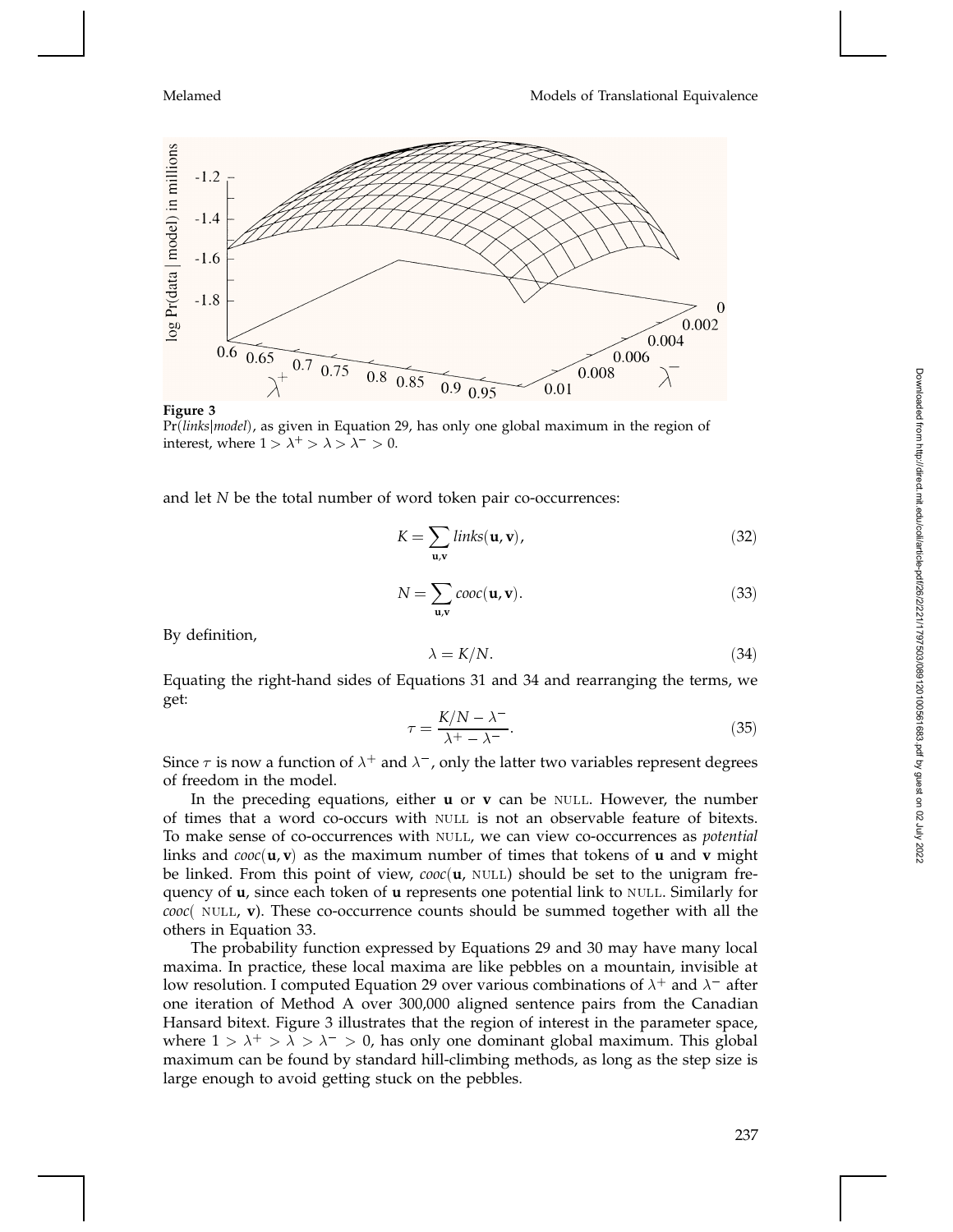**Figure 3**
$\Pr(links|model)$, as given in Equation 29, has only one global maximum in the region of interest, where $1 > \lambda^+ > \lambda > \lambda^- > 0$.

and let $N$ be the total number of word token pair co-occurrences:

$$K = \sum_{\mathbf{u},\mathbf{v}} links(\mathbf{u},\mathbf{v}), \tag{32}$$

$$N = \sum_{\mathbf{u},\mathbf{v}} cooc(\mathbf{u},\mathbf{v}). \tag{33}$$

By definition,

$$\lambda = K/N. \tag{34}$$

Equating the right-hand sides of Equations 31 and 34 and rearranging the terms, we get:

$$\tau = \frac{K/N - \lambda^-}{\lambda^+ - \lambda^-}. \tag{35}$$

Since $\tau$ is now a function of $\lambda^+$ and $\lambda^-$, only the latter two variables represent degrees of freedom in the model.

In the preceding equations, either $\mathbf{u}$ or $\mathbf{v}$ can be NULL. However, the number of times that a word co-occurs with NULL is not an observable feature of bitexts. To make sense of co-occurrences with NULL, we can view co-occurrences as *potential* links and $cooc(\mathbf{u},\mathbf{v})$ as the maximum number of times that tokens of $\mathbf{u}$ and $\mathbf{v}$ might be linked. From this point of view, $cooc(\mathbf{u}, \text{NULL})$ should be set to the unigram frequency of $\mathbf{u}$, since each token of $\mathbf{u}$ represents one potential link to NULL. Similarly for $cooc(\text{NULL}, \mathbf{v})$. These co-occurrence counts should be summed together with all the others in Equation 33.

The probability function expressed by Equations 29 and 30 may have many local maxima. In practice, these local maxima are like pebbles on a mountain, invisible at low resolution. I computed Equation 29 over various combinations of $\lambda^+$ and $\lambda^-$ after one iteration of Method A over 300,000 aligned sentence pairs from the Canadian Hansard bitext. Figure 3 illustrates that the region of interest in the parameter space, where $1 > \lambda^+ > \lambda > \lambda^- > 0$, has only one dominant global maximum. This global maximum can be found by standard hill-climbing methods, as long as the step size is large enough to avoid getting stuck on the pebbles.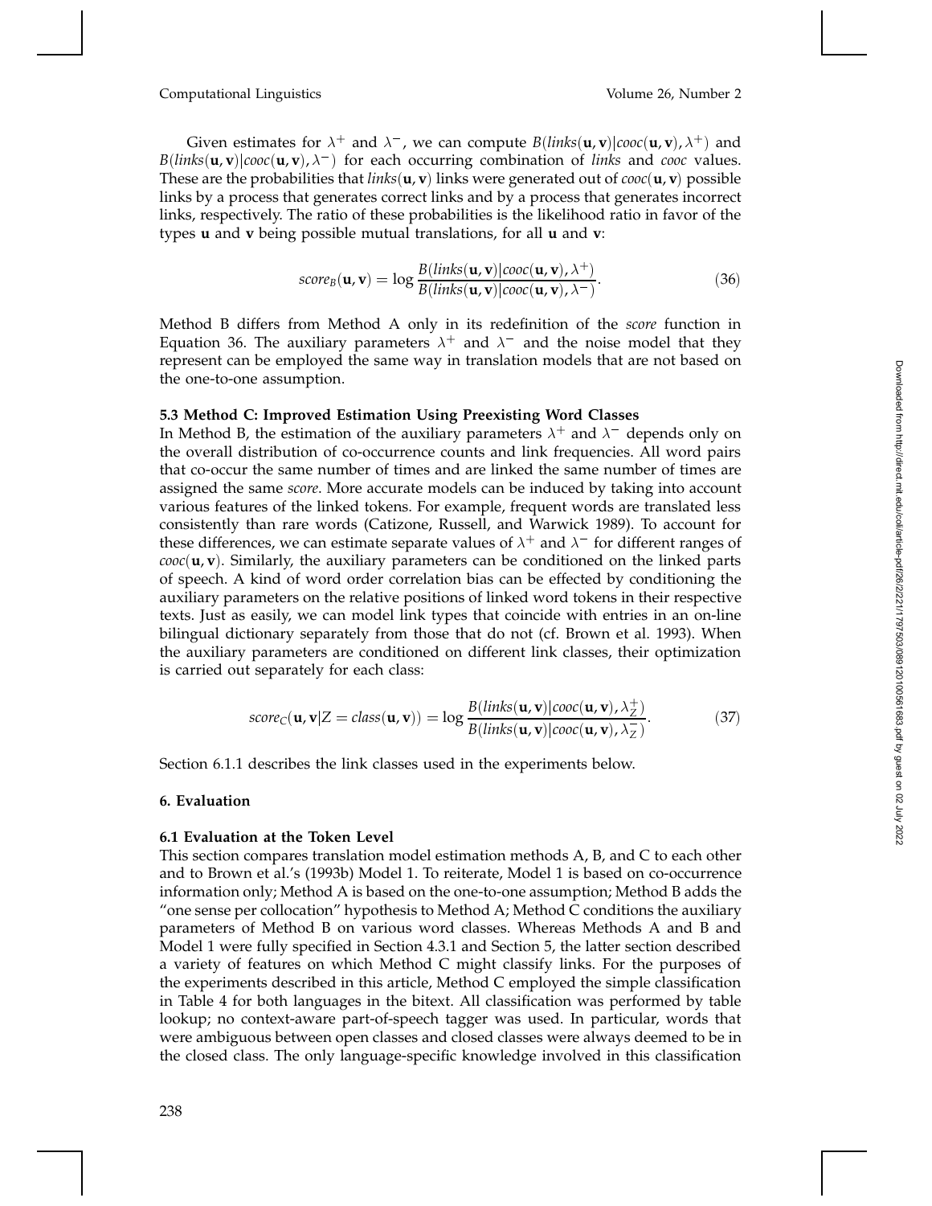Given estimates for $\lambda^+$ and $\lambda^-$, we can compute $B(links(\mathbf{u},\mathbf{v})|cooc(\mathbf{u},\mathbf{v}),\lambda^+)$ and $B(links(\mathbf{u},\mathbf{v})|cooc(\mathbf{u},\mathbf{v}),\lambda^-)$ for each occurring combination of *links* and *cooc* values. These are the probabilities that $links(\mathbf{u},\mathbf{v})$ links were generated out of $cooc(\mathbf{u},\mathbf{v})$ possible links by a process that generates correct links and by a process that generates incorrect links, respectively. The ratio of these probabilities is the likelihood ratio in favor of the types $\mathbf{u}$ and $\mathbf{v}$ being possible mutual translations, for all $\mathbf{u}$ and $\mathbf{v}$:

$$score_B(\mathbf{u},\mathbf{v}) = \log \frac{B(links(\mathbf{u},\mathbf{v})|cooc(\mathbf{u},\mathbf{v}),\lambda^+)}{B(links(\mathbf{u},\mathbf{v})|cooc(\mathbf{u},\mathbf{v}),\lambda^-)}. \tag{36}$$

Method B differs from Method A only in its redefinition of the *score* function in Equation 36. The auxiliary parameters $\lambda^+$ and $\lambda^-$ and the noise model that they represent can be employed the same way in translation models that are not based on the one-to-one assumption.

### 5.3 Method C: Improved Estimation Using Preexisting Word Classes

In Method B, the estimation of the auxiliary parameters $\lambda^+$ and $\lambda^-$ depends only on the overall distribution of co-occurrence counts and link frequencies. All word pairs that co-occur the same number of times and are linked the same number of times are assigned the same *score*. More accurate models can be induced by taking into account various features of the linked tokens. For example, frequent words are translated less consistently than rare words (Catizone, Russell, and Warwick 1989). To account for these differences, we can estimate separate values of $\lambda^+$ and $\lambda^-$ for different ranges of $cooc(\mathbf{u},\mathbf{v})$. Similarly, the auxiliary parameters can be conditioned on the linked parts of speech. A kind of word order correlation bias can be effected by conditioning the auxiliary parameters on the relative positions of linked word tokens in their respective texts. Just as easily, we can model link types that coincide with entries in an on-line bilingual dictionary separately from those that do not (cf. Brown et al. 1993). When the auxiliary parameters are conditioned on different link classes, their optimization is carried out separately for each class:

$$score_C(\mathbf{u},\mathbf{v}|Z = class(\mathbf{u},\mathbf{v})) = \log \frac{B(links(\mathbf{u},\mathbf{v})|cooc(\mathbf{u},\mathbf{v}),\lambda_Z^+)}{B(links(\mathbf{u},\mathbf{v})|cooc(\mathbf{u},\mathbf{v}),\lambda_Z^-)}. \tag{37}$$

Section 6.1.1 describes the link classes used in the experiments below.

## 6. Evaluation

### 6.1 Evaluation at the Token Level

This section compares translation model estimation methods A, B, and C to each other and to Brown et al.'s (1993b) Model 1. To reiterate, Model 1 is based on co-occurrence information only; Method A is based on the one-to-one assumption; Method B adds the "one sense per collocation" hypothesis to Method A; Method C conditions the auxiliary parameters of Method B on various word classes. Whereas Methods A and B and Model 1 were fully specified in Section 4.3.1 and Section 5, the latter section described a variety of features on which Method C might classify links. For the purposes of the experiments described in this article, Method C employed the simple classification in Table 4 for both languages in the bitext. All classification was performed by table lookup; no context-aware part-of-speech tagger was used. In particular, words that were ambiguous between open classes and closed classes were always deemed to be in the closed class. The only language-specific knowledge involved in this classification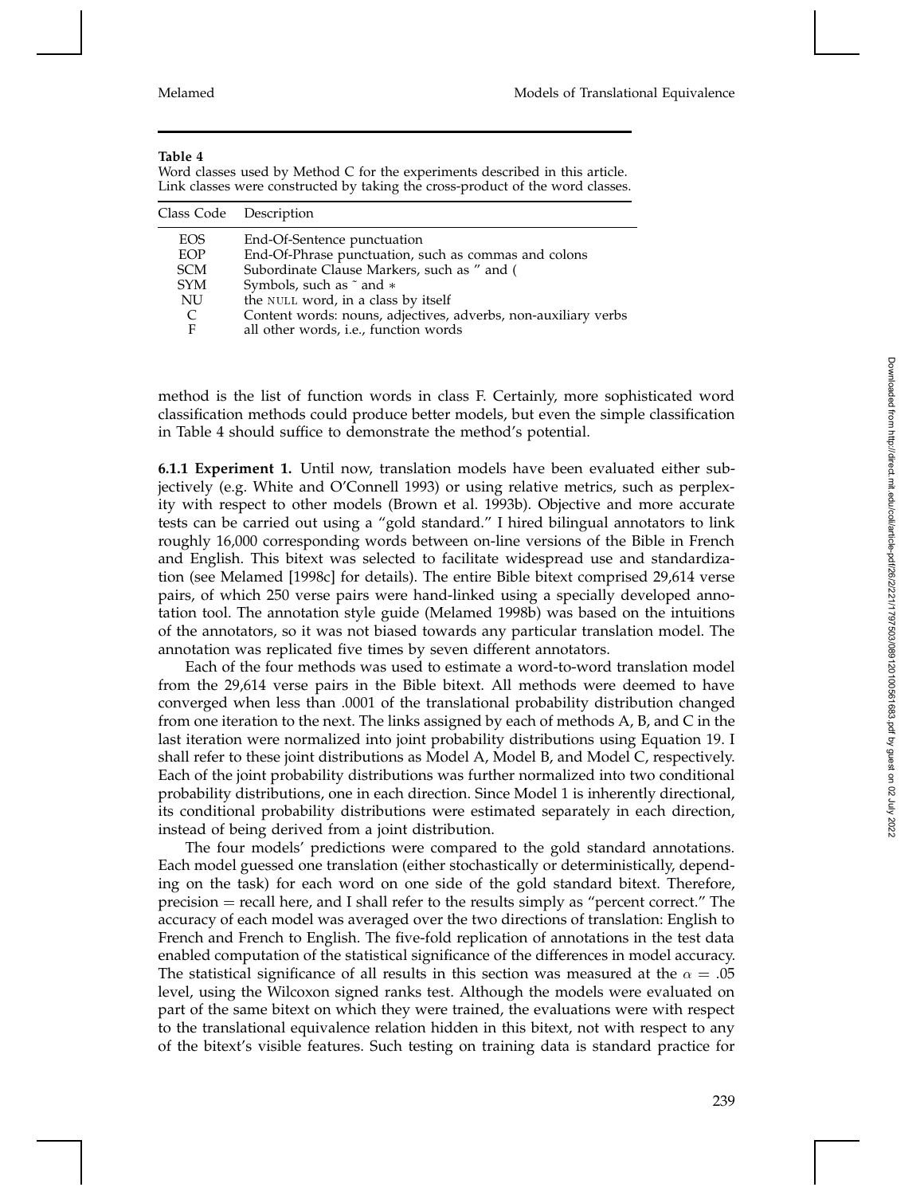**Table 4**
Word classes used by Method C for the experiments described in this article. Link classes were constructed by taking the cross-product of the word classes.

| Class Code | Description |
|---|---|
| EOS | End-Of-Sentence punctuation |
| EOP | End-Of-Phrase punctuation, such as commas and colons |
| SCM | Subordinate Clause Markers, such as " and ( |
| SYM | Symbols, such as ~ and * |
| NU | the NULL word, in a class by itself |
| C | Content words: nouns, adjectives, adverbs, non-auxiliary verbs |
| F | all other words, i.e., function words |

method is the list of function words in class F. Certainly, more sophisticated word classification methods could produce better models, but even the simple classification in Table 4 should suffice to demonstrate the method's potential.

**6.1.1 Experiment 1.** Until now, translation models have been evaluated either subjectively (e.g. White and O'Connell 1993) or using relative metrics, such as perplexity with respect to other models (Brown et al. 1993b). Objective and more accurate tests can be carried out using a "gold standard." I hired bilingual annotators to link roughly 16,000 corresponding words between on-line versions of the Bible in French and English. This bitext was selected to facilitate widespread use and standardization (see Melamed [1998c] for details). The entire Bible bitext comprised 29,614 verse pairs, of which 250 verse pairs were hand-linked using a specially developed annotation tool. The annotation style guide (Melamed 1998b) was based on the intuitions of the annotators, so it was not biased towards any particular translation model. The annotation was replicated five times by seven different annotators.

Each of the four methods was used to estimate a word-to-word translation model from the 29,614 verse pairs in the Bible bitext. All methods were deemed to have converged when less than .0001 of the translational probability distribution changed from one iteration to the next. The links assigned by each of methods A, B, and C in the last iteration were normalized into joint probability distributions using Equation 19. I shall refer to these joint distributions as Model A, Model B, and Model C, respectively. Each of the joint probability distributions was further normalized into two conditional probability distributions, one in each direction. Since Model 1 is inherently directional, its conditional probability distributions were estimated separately in each direction, instead of being derived from a joint distribution.

The four models' predictions were compared to the gold standard annotations. Each model guessed one translation (either stochastically or deterministically, depending on the task) for each word on one side of the gold standard bitext. Therefore, precision = recall here, and I shall refer to the results simply as "percent correct." The accuracy of each model was averaged over the two directions of translation: English to French and French to English. The five-fold replication of annotations in the test data enabled computation of the statistical significance of the differences in model accuracy. The statistical significance of all results in this section was measured at the $\alpha = .05$ level, using the Wilcoxon signed ranks test. Although the models were evaluated on part of the same bitext on which they were trained, the evaluations were with respect to the translational equivalence relation hidden in this bitext, not with respect to any of the bitext's visible features. Such testing on training data is standard practice for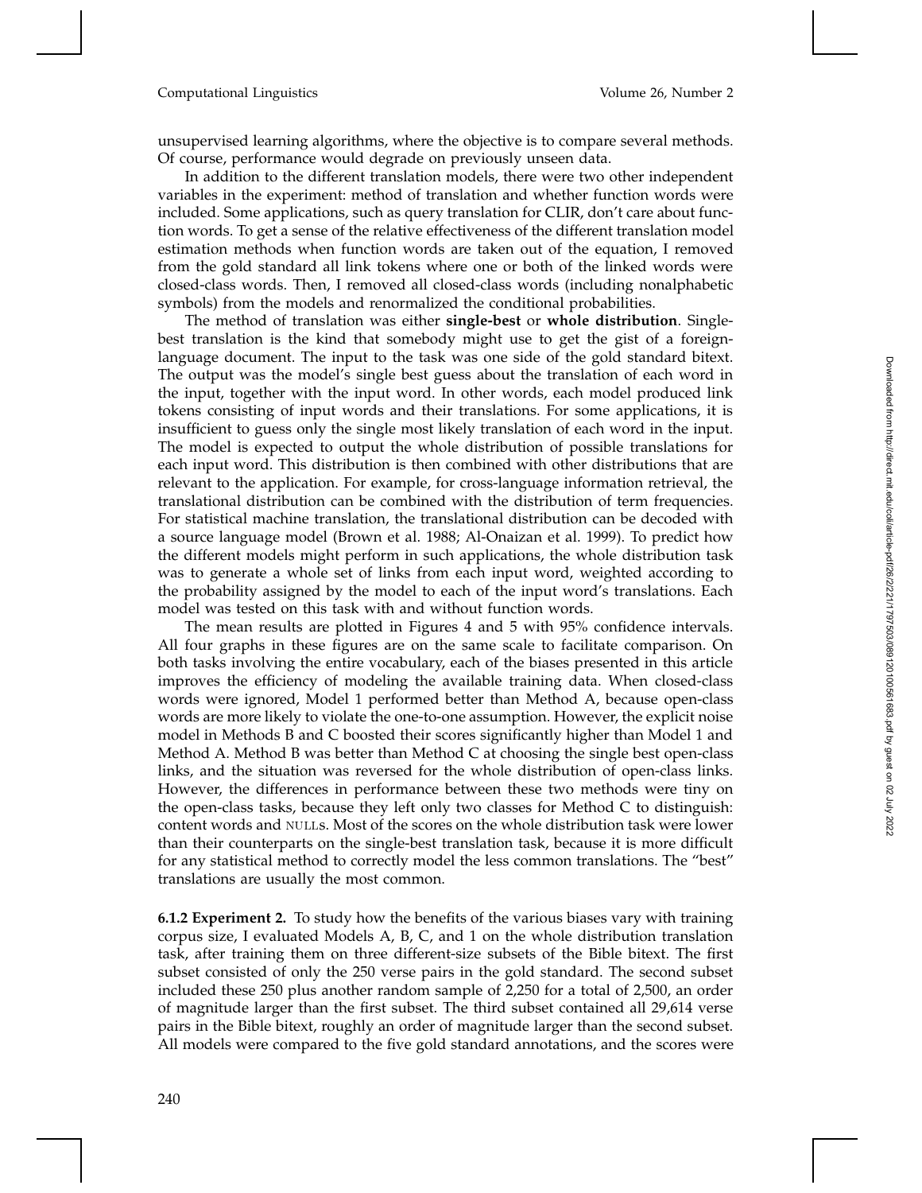unsupervised learning algorithms, where the objective is to compare several methods. Of course, performance would degrade on previously unseen data.

In addition to the different translation models, there were two other independent variables in the experiment: method of translation and whether function words were included. Some applications, such as query translation for CLIR, don't care about function words. To get a sense of the relative effectiveness of the different translation model estimation methods when function words are taken out of the equation, I removed from the gold standard all link tokens where one or both of the linked words were closed-class words. Then, I removed all closed-class words (including nonalphabetic symbols) from the models and renormalized the conditional probabilities.

The method of translation was either **single-best** or **whole distribution**. Single-best translation is the kind that somebody might use to get the gist of a foreign-language document. The input to the task was one side of the gold standard bitext. The output was the model's single best guess about the translation of each word in the input, together with the input word. In other words, each model produced link tokens consisting of input words and their translations. For some applications, it is insufficient to guess only the single most likely translation of each word in the input. The model is expected to output the whole distribution of possible translations for each input word. This distribution is then combined with other distributions that are relevant to the application. For example, for cross-language information retrieval, the translational distribution can be combined with the distribution of term frequencies. For statistical machine translation, the translational distribution can be decoded with a source language model (Brown et al. 1988; Al-Onaizan et al. 1999). To predict how the different models might perform in such applications, the whole distribution task was to generate a whole set of links from each input word, weighted according to the probability assigned by the model to each of the input word's translations. Each model was tested on this task with and without function words.

The mean results are plotted in Figures 4 and 5 with 95% confidence intervals. All four graphs in these figures are on the same scale to facilitate comparison. On both tasks involving the entire vocabulary, each of the biases presented in this article improves the efficiency of modeling the available training data. When closed-class words were ignored, Model 1 performed better than Method A, because open-class words are more likely to violate the one-to-one assumption. However, the explicit noise model in Methods B and C boosted their scores significantly higher than Model 1 and Method A. Method B was better than Method C at choosing the single best open-class links, and the situation was reversed for the whole distribution of open-class links. However, the differences in performance between these two methods were tiny on the open-class tasks, because they left only two classes for Method C to distinguish: content words and NULLs. Most of the scores on the whole distribution task were lower than their counterparts on the single-best translation task, because it is more difficult for any statistical method to correctly model the less common translations. The "best" translations are usually the most common.

**6.1.2 Experiment 2.** To study how the benefits of the various biases vary with training corpus size, I evaluated Models A, B, C, and 1 on the whole distribution translation task, after training them on three different-size subsets of the Bible bitext. The first subset consisted of only the 250 verse pairs in the gold standard. The second subset included these 250 plus another random sample of 2,250 for a total of 2,500, an order of magnitude larger than the first subset. The third subset contained all 29,614 verse pairs in the Bible bitext, roughly an order of magnitude larger than the second subset. All models were compared to the five gold standard annotations, and the scores were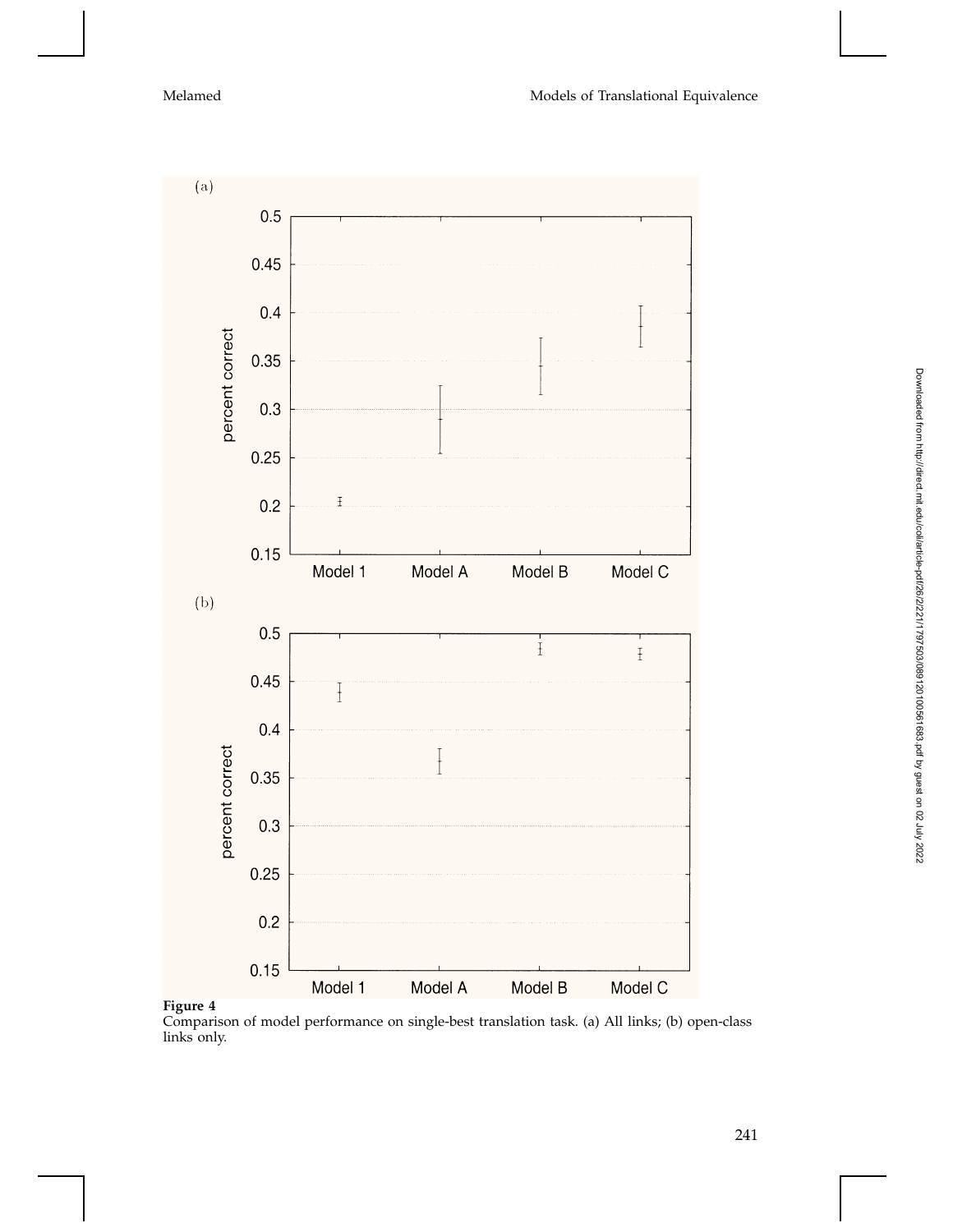**Figure 4**
Comparison of model performance on single-best translation task. (a) All links; (b) open-class links only.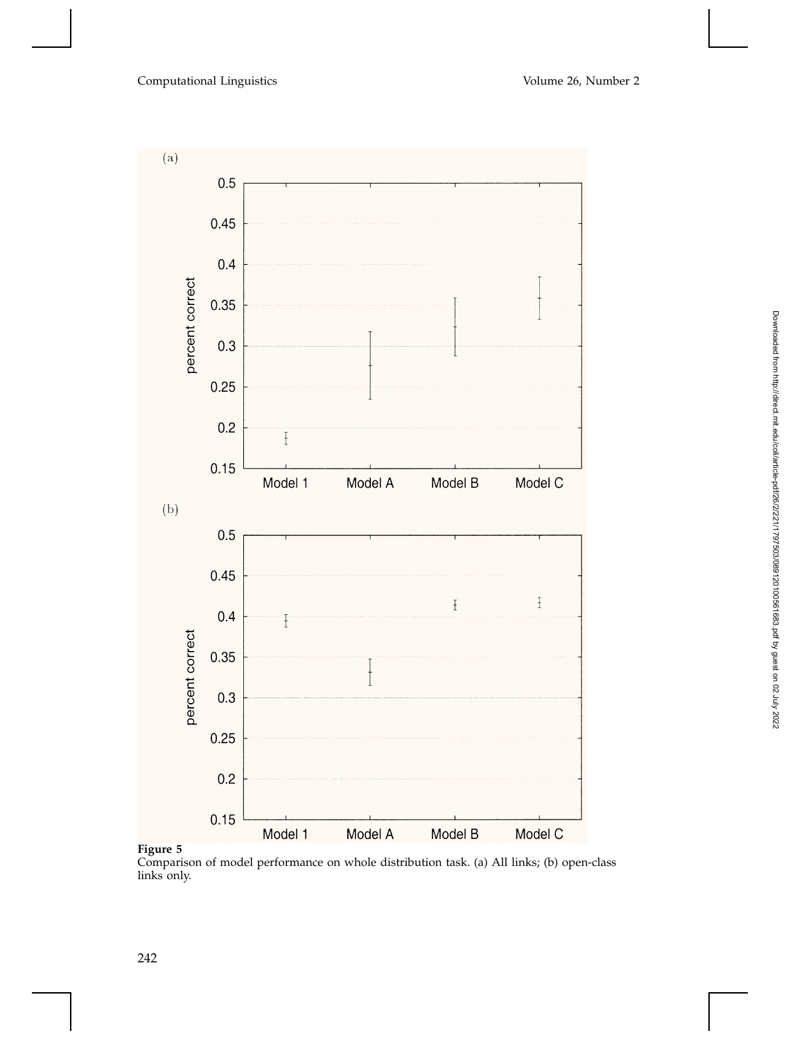**Figure 5**
Comparison of model performance on whole distribution task. (a) All links; (b) open-class links only.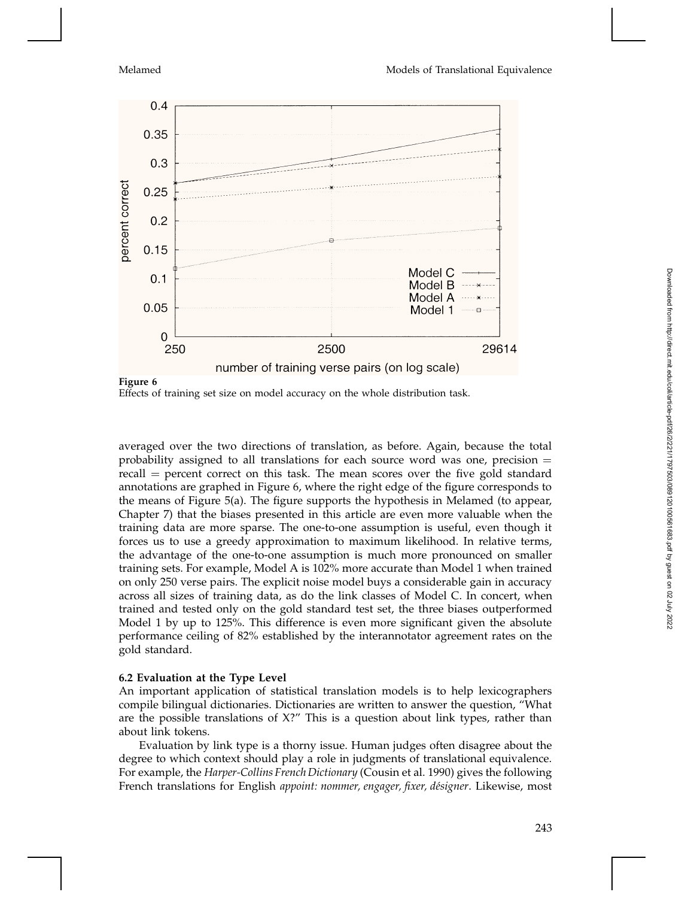**Figure 6**
Effects of training set size on model accuracy on the whole distribution task.

averaged over the two directions of translation, as before. Again, because the total probability assigned to all translations for each source word was one, precision = recall = percent correct on this task. The mean scores over the five gold standard annotations are graphed in Figure 6, where the right edge of the figure corresponds to the means of Figure 5(a). The figure supports the hypothesis in Melamed (to appear, Chapter 7) that the biases presented in this article are even more valuable when the training data are more sparse. The one-to-one assumption is useful, even though it forces us to use a greedy approximation to maximum likelihood. In relative terms, the advantage of the one-to-one assumption is much more pronounced on smaller training sets. For example, Model A is 102% more accurate than Model 1 when trained on only 250 verse pairs. The explicit noise model buys a considerable gain in accuracy across all sizes of training data, as do the link classes of Model C. In concert, when trained and tested only on the gold standard test set, the three biases outperformed Model 1 by up to 125%. This difference is even more significant given the absolute performance ceiling of 82% established by the interannotator agreement rates on the gold standard.

### 6.2 Evaluation at the Type Level

An important application of statistical translation models is to help lexicographers compile bilingual dictionaries. Dictionaries are written to answer the question, "What are the possible translations of X?" This is a question about link types, rather than about link tokens.

Evaluation by link type is a thorny issue. Human judges often disagree about the degree to which context should play a role in judgments of translational equivalence. For example, the *Harper-Collins French Dictionary* (Cousin et al. 1990) gives the following French translations for English *appoint: nommer, engager, fixer, désigner*. Likewise, most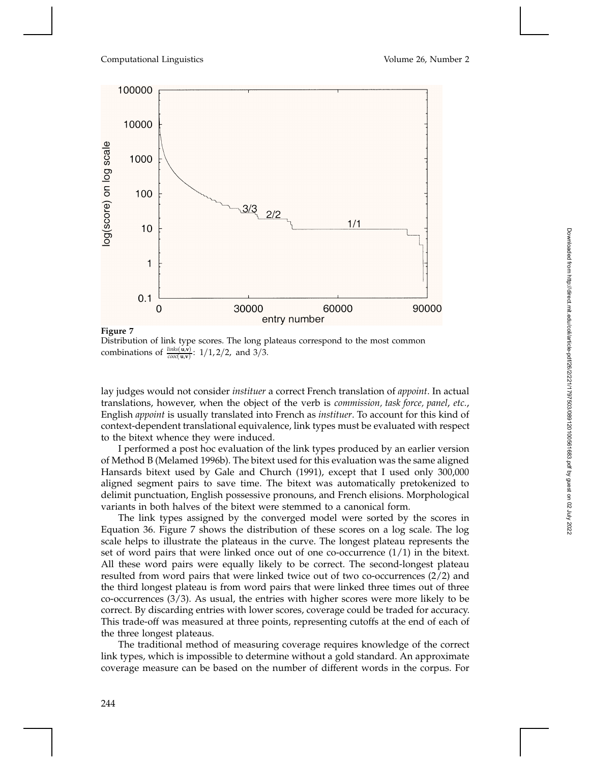**Figure 7**
Distribution of link type scores. The long plateaus correspond to the most common combinations of $\frac{links(\mathbf{u},\mathbf{v})}{cooc(\mathbf{u},\mathbf{v})}$: 1/1, 2/2, and 3/3.

lay judges would not consider *instituer* a correct French translation of *appoint*. In actual translations, however, when the object of the verb is *commission, task force, panel, etc.*, English *appoint* is usually translated into French as *instituer*. To account for this kind of context-dependent translational equivalence, link types must be evaluated with respect to the bitext whence they were induced.

I performed a post hoc evaluation of the link types produced by an earlier version of Method B (Melamed 1996b). The bitext used for this evaluation was the same aligned Hansards bitext used by Gale and Church (1991), except that I used only 300,000 aligned segment pairs to save time. The bitext was automatically pretokenized to delimit punctuation, English possessive pronouns, and French elisions. Morphological variants in both halves of the bitext were stemmed to a canonical form.

The link types assigned by the converged model were sorted by the scores in Equation 36. Figure 7 shows the distribution of these scores on a log scale. The log scale helps to illustrate the plateaus in the curve. The longest plateau represents the set of word pairs that were linked once out of one co-occurrence (1/1) in the bitext. All these word pairs were equally likely to be correct. The second-longest plateau resulted from word pairs that were linked twice out of two co-occurrences (2/2) and the third longest plateau is from word pairs that were linked three times out of three co-occurrences (3/3). As usual, the entries with higher scores were more likely to be correct. By discarding entries with lower scores, coverage could be traded for accuracy. This trade-off was measured at three points, representing cutoffs at the end of each of the three longest plateaus.

The traditional method of measuring coverage requires knowledge of the correct link types, which is impossible to determine without a gold standard. An approximate coverage measure can be based on the number of different words in the corpus. For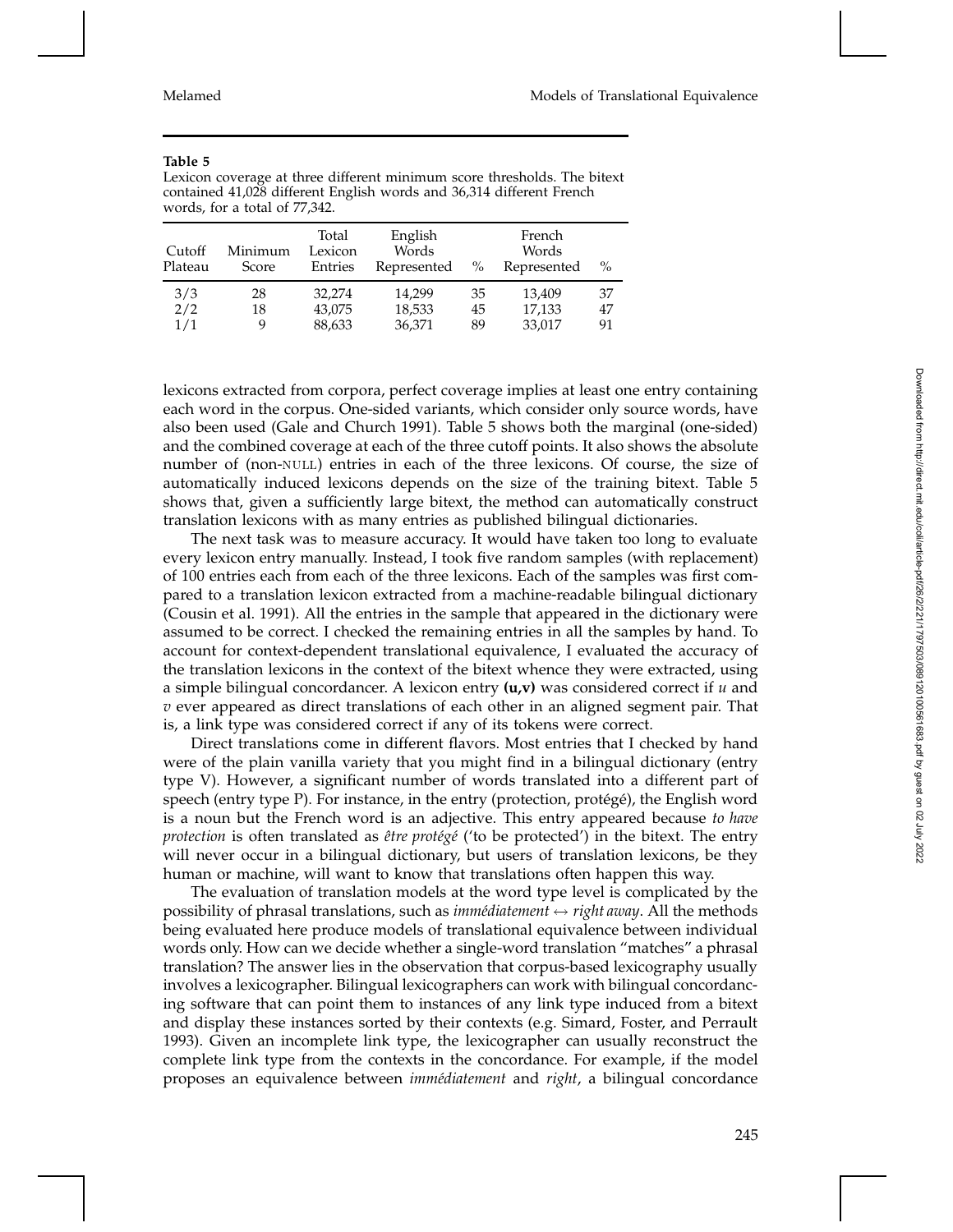**Table 5**
Lexicon coverage at three different minimum score thresholds. The bitext contained 41,028 different English words and 36,314 different French words, for a total of 77,342.

| Cutoff Plateau | Minimum Score | Total Lexicon Entries | English Words Represented | % | French Words Represented | % |
|---|---|---|---|---|---|---|
| 3/3 | 28 | 32,274 | 14,299 | 35 | 13,409 | 37 |
| 2/2 | 18 | 43,075 | 18,533 | 45 | 17,133 | 47 |
| 1/1 | 9 | 88,633 | 36,371 | 89 | 33,017 | 91 |

lexicons extracted from corpora, perfect coverage implies at least one entry containing each word in the corpus. One-sided variants, which consider only source words, have also been used (Gale and Church 1991). Table 5 shows both the marginal (one-sided) and the combined coverage at each of the three cutoff points. It also shows the absolute number of (non-NULL) entries in each of the three lexicons. Of course, the size of automatically induced lexicons depends on the size of the training bitext. Table 5 shows that, given a sufficiently large bitext, the method can automatically construct translation lexicons with as many entries as published bilingual dictionaries.

The next task was to measure accuracy. It would have taken too long to evaluate every lexicon entry manually. Instead, I took five random samples (with replacement) of 100 entries each from each of the three lexicons. Each of the samples was first compared to a translation lexicon extracted from a machine-readable bilingual dictionary (Cousin et al. 1991). All the entries in the sample that appeared in the dictionary were assumed to be correct. I checked the remaining entries in all the samples by hand. To account for context-dependent translational equivalence, I evaluated the accuracy of the translation lexicons in the context of the bitext whence they were extracted, using a simple bilingual concordancer. A lexicon entry **(u,v)** was considered correct if $u$ and $v$ ever appeared as direct translations of each other in an aligned segment pair. That is, a link type was considered correct if any of its tokens were correct.

Direct translations come in different flavors. Most entries that I checked by hand were of the plain vanilla variety that you might find in a bilingual dictionary (entry type V). However, a significant number of words translated into a different part of speech (entry type P). For instance, in the entry (protection, protégé), the English word is a noun but the French word is an adjective. This entry appeared because *to have protection* is often translated as *être protégé* ('to be protected') in the bitext. The entry will never occur in a bilingual dictionary, but users of translation lexicons, be they human or machine, will want to know that translations often happen this way.

The evaluation of translation models at the word type level is complicated by the possibility of phrasal translations, such as *immédiatement* $\leftrightarrow$ *right away*. All the methods being evaluated here produce models of translational equivalence between individual words only. How can we decide whether a single-word translation "matches" a phrasal translation? The answer lies in the observation that corpus-based lexicography usually involves a lexicographer. Bilingual lexicographers can work with bilingual concordancing software that can point them to instances of any link type induced from a bitext and display these instances sorted by their contexts (e.g. Simard, Foster, and Perrault 1993). Given an incomplete link type, the lexicographer can usually reconstruct the complete link type from the contexts in the concordance. For example, if the model proposes an equivalence between *immédiatement* and *right*, a bilingual concordance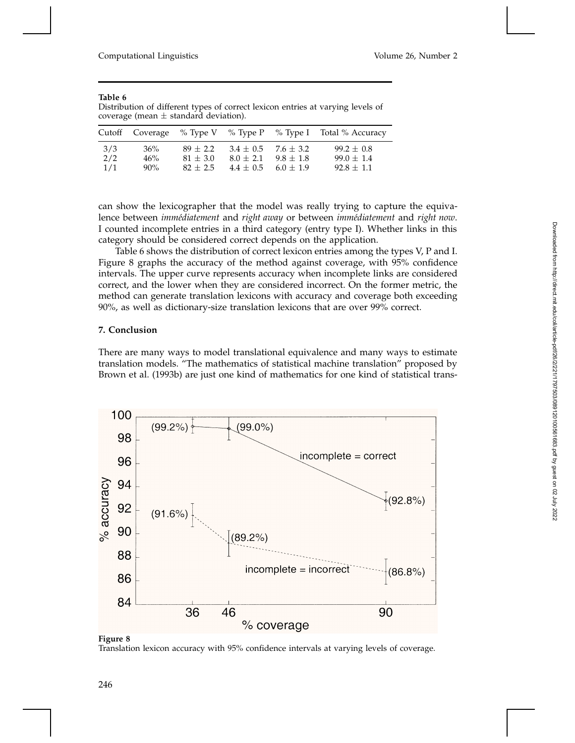**Table 6**
Distribution of different types of correct lexicon entries at varying levels of coverage (mean ± standard deviation).

| Cutoff | Coverage | % Type V | % Type P | % Type I | Total % Accuracy |
|---|---|---|---|---|---|
| 3/3 | 36% | 89 ± 2.2 | 3.4 ± 0.5 | 7.6 ± 3.2 | 99.2 ± 0.8 |
| 2/2 | 46% | 81 ± 3.0 | 8.0 ± 2.1 | 9.8 ± 1.8 | 99.0 ± 1.4 |
| 1/1 | 90% | 82 ± 2.5 | 4.4 ± 0.5 | 6.0 ± 1.9 | 92.8 ± 1.1 |

can show the lexicographer that the model was really trying to capture the equivalence between *immédiatement* and *right away* or between *immédiatement* and *right now*. I counted incomplete entries in a third category (entry type I). Whether links in this category should be considered correct depends on the application.

Table 6 shows the distribution of correct lexicon entries among the types V, P and I. Figure 8 graphs the accuracy of the method against coverage, with 95% confidence intervals. The upper curve represents accuracy when incomplete links are considered correct, and the lower when they are considered incorrect. On the former metric, the method can generate translation lexicons with accuracy and coverage both exceeding 90%, as well as dictionary-size translation lexicons that are over 99% correct.

## 7. Conclusion

There are many ways to model translational equivalence and many ways to estimate translation models. "The mathematics of statistical machine translation" proposed by Brown et al. (1993b) are just one kind of mathematics for one kind of statistical trans-

**Figure 8**
Translation lexicon accuracy with 95% confidence intervals at varying levels of coverage.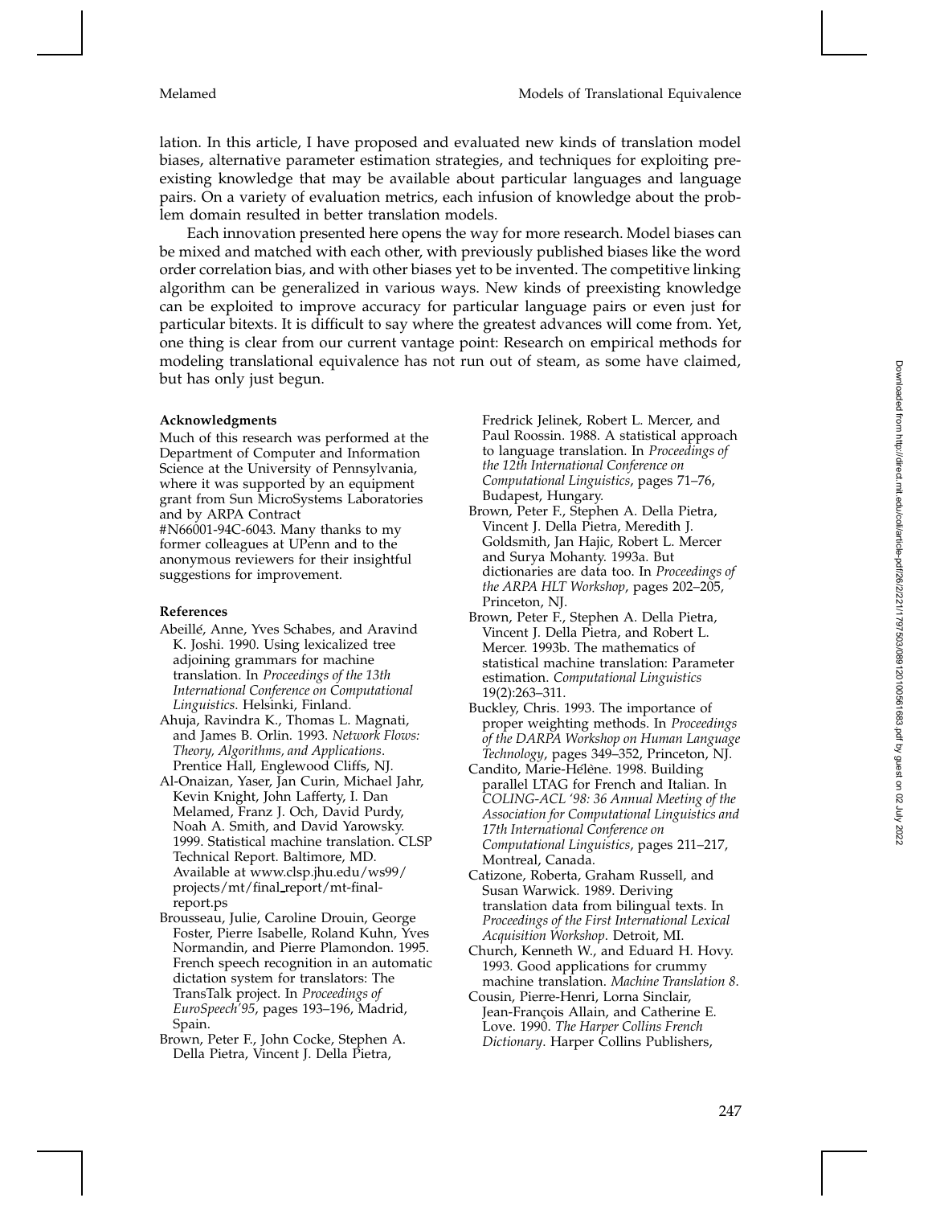lation. In this article, I have proposed and evaluated new kinds of translation model biases, alternative parameter estimation strategies, and techniques for exploiting preexisting knowledge that may be available about particular languages and language pairs. On a variety of evaluation metrics, each infusion of knowledge about the problem domain resulted in better translation models.

Each innovation presented here opens the way for more research. Model biases can be mixed and matched with each other, with previously published biases like the word order correlation bias, and with other biases yet to be invented. The competitive linking algorithm can be generalized in various ways. New kinds of preexisting knowledge can be exploited to improve accuracy for particular language pairs or even just for particular bitexts. It is difficult to say where the greatest advances will come from. Yet, one thing is clear from our current vantage point: Research on empirical methods for modeling translational equivalence has not run out of steam, as some have claimed, but has only just begun.

#### Acknowledgments

Much of this research was performed at the Department of Computer and Information Science at the University of Pennsylvania, where it was supported by an equipment grant from Sun MicroSystems Laboratories and by ARPA Contract #N66001-94C-6043. Many thanks to my former colleagues at UPenn and to the anonymous reviewers for their insightful suggestions for improvement.

#### References

Abeillé, Anne, Yves Schabes, and Aravind K. Joshi. 1990. Using lexicalized tree adjoining grammars for machine translation. In *Proceedings of the 13th International Conference on Computational Linguistics*. Helsinki, Finland.

Ahuja, Ravindra K., Thomas L. Magnati, and James B. Orlin. 1993. *Network Flows: Theory, Algorithms, and Applications*. Prentice Hall, Englewood Cliffs, NJ.

Al-Onaizan, Yaser, Jan Curin, Michael Jahr, Kevin Knight, John Lafferty, I. Dan Melamed, Franz J. Och, David Purdy, Noah A. Smith, and David Yarowsky. 1999. Statistical machine translation. CLSP Technical Report. Baltimore, MD. Available at www.clsp.jhu.edu/ws99/projects/mt/final_report/mt-final-report.ps

Brousseau, Julie, Caroline Drouin, George Foster, Pierre Isabelle, Roland Kuhn, Yves Normandin, and Pierre Plamondon. 1995. French speech recognition in an automatic dictation system for translators: The TransTalk project. In *Proceedings of EuroSpeech'95*, pages 193–196, Madrid, Spain.

Brown, Peter F., John Cocke, Stephen A. Della Pietra, Vincent J. Della Pietra, Fredrick Jelinek, Robert L. Mercer, and Paul Roossin. 1988. A statistical approach to language translation. In *Proceedings of the 12th International Conference on Computational Linguistics*, pages 71–76, Budapest, Hungary.

Brown, Peter F., Stephen A. Della Pietra, Vincent J. Della Pietra, Meredith J. Goldsmith, Jan Hajic, Robert L. Mercer and Surya Mohanty. 1993a. But dictionaries are data too. In *Proceedings of the ARPA HLT Workshop*, pages 202–205, Princeton, NJ.

Brown, Peter F., Stephen A. Della Pietra, Vincent J. Della Pietra, and Robert L. Mercer. 1993b. The mathematics of statistical machine translation: Parameter estimation. *Computational Linguistics* 19(2):263–311.

Buckley, Chris. 1993. The importance of proper weighting methods. In *Proceedings of the DARPA Workshop on Human Language Technology*, pages 349–352, Princeton, NJ.

Candito, Marie-Hélène. 1998. Building parallel LTAG for French and Italian. In *COLING-ACL '98: 36 Annual Meeting of the Association for Computational Linguistics and 17th International Conference on Computational Linguistics*, pages 211–217, Montreal, Canada.

Catizone, Roberta, Graham Russell, and Susan Warwick. 1989. Deriving translation data from bilingual texts. In *Proceedings of the First International Lexical Acquisition Workshop*. Detroit, MI.

Church, Kenneth W., and Eduard H. Hovy. 1993. Good applications for crummy machine translation. *Machine Translation 8*.

Cousin, Pierre-Henri, Lorna Sinclair, Jean-François Allain, and Catherine E. Love. 1990. *The Harper Collins French Dictionary*. Harper Collins Publishers,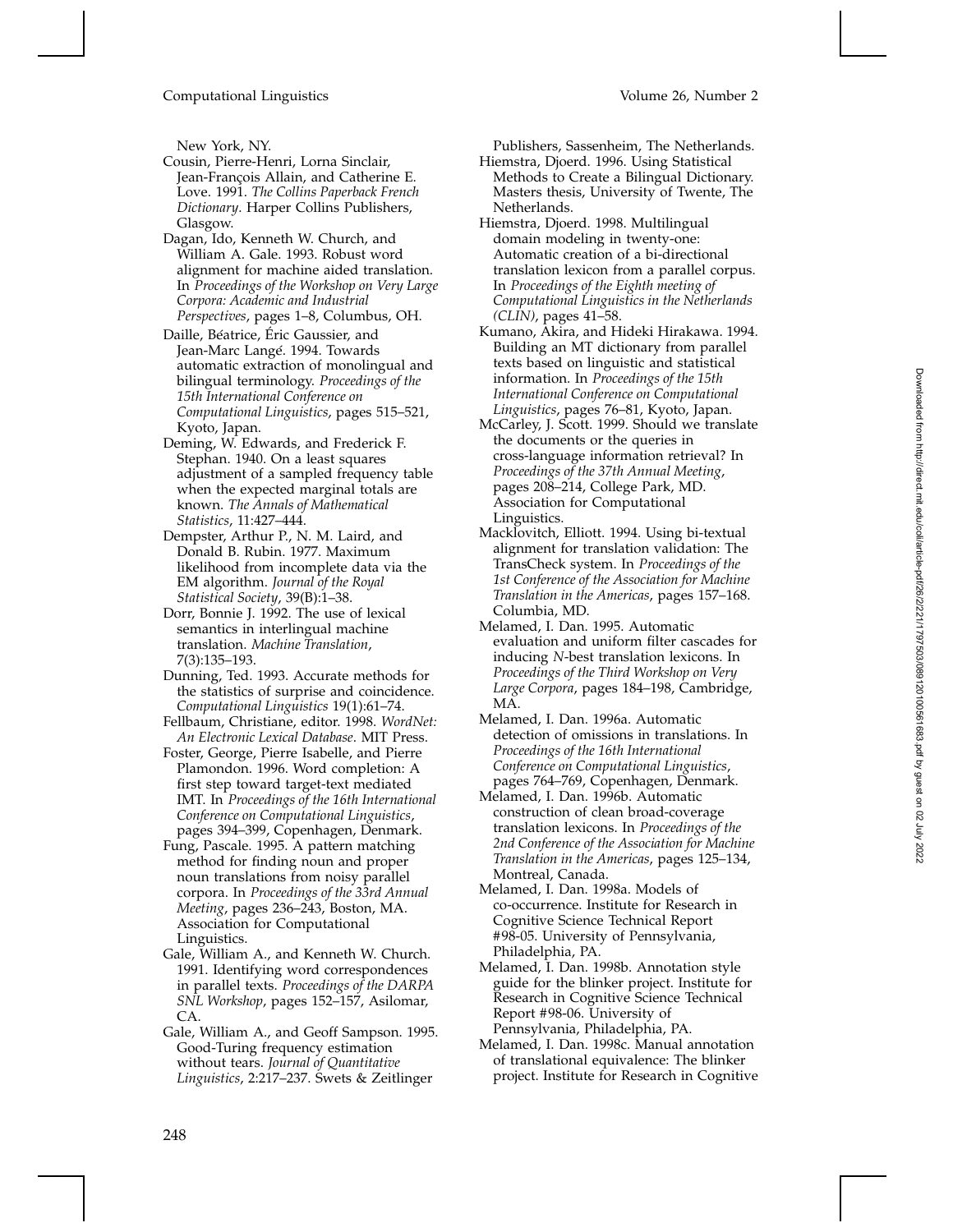New York, NY.

Cousin, Pierre-Henri, Lorna Sinclair, Jean-François Allain, and Catherine E. Love. 1991. *The Collins Paperback French Dictionary*. Harper Collins Publishers, Glasgow.

Dagan, Ido, Kenneth W. Church, and William A. Gale. 1993. Robust word alignment for machine aided translation. In *Proceedings of the Workshop on Very Large Corpora: Academic and Industrial Perspectives*, pages 1–8, Columbus, OH.

Daille, Béatrice, Éric Gaussier, and Jean-Marc Langé. 1994. Towards automatic extraction of monolingual and bilingual terminology. *Proceedings of the 15th International Conference on Computational Linguistics*, pages 515–521, Kyoto, Japan.

Deming, W. Edwards, and Frederick F. Stephan. 1940. On a least squares adjustment of a sampled frequency table when the expected marginal totals are known. *The Annals of Mathematical Statistics*, 11:427–444.

Dempster, Arthur P., N. M. Laird, and Donald B. Rubin. 1977. Maximum likelihood from incomplete data via the EM algorithm. *Journal of the Royal Statistical Society*, 39(B):1–38.

Dorr, Bonnie J. 1992. The use of lexical semantics in interlingual machine translation. *Machine Translation*, 7(3):135–193.

Dunning, Ted. 1993. Accurate methods for the statistics of surprise and coincidence. *Computational Linguistics* 19(1):61–74.

Fellbaum, Christiane, editor. 1998. *WordNet: An Electronic Lexical Database*. MIT Press.

Foster, George, Pierre Isabelle, and Pierre Plamondon. 1996. Word completion: A first step toward target-text mediated IMT. In *Proceedings of the 16th International Conference on Computational Linguistics*, pages 394–399, Copenhagen, Denmark.

Fung, Pascale. 1995. A pattern matching method for finding noun and proper noun translations from noisy parallel corpora. In *Proceedings of the 33rd Annual Meeting*, pages 236–243, Boston, MA. Association for Computational Linguistics.

Gale, William A., and Kenneth W. Church. 1991. Identifying word correspondences in parallel texts. *Proceedings of the DARPA SNL Workshop*, pages 152–157, Asilomar, CA.

Gale, William A., and Geoff Sampson. 1995. Good-Turing frequency estimation without tears. *Journal of Quantitative Linguistics*, 2:217–237. Swets & Zeitlinger Publishers, Sassenheim, The Netherlands.

Hiemstra, Djoerd. 1996. Using Statistical Methods to Create a Bilingual Dictionary. Masters thesis, University of Twente, The Netherlands.

Hiemstra, Djoerd. 1998. Multilingual domain modeling in twenty-one: Automatic creation of a bi-directional translation lexicon from a parallel corpus. In *Proceedings of the Eighth meeting of Computational Linguistics in the Netherlands (CLIN)*, pages 41–58.

Kumano, Akira, and Hideki Hirakawa. 1994. Building an MT dictionary from parallel texts based on linguistic and statistical information. In *Proceedings of the 15th International Conference on Computational Linguistics*, pages 76–81, Kyoto, Japan.

McCarley, J. Scott. 1999. Should we translate the documents or the queries in cross-language information retrieval? In *Proceedings of the 37th Annual Meeting*, pages 208–214, College Park, MD. Association for Computational Linguistics.

Macklovitch, Elliott. 1994. Using bi-textual alignment for translation validation: The TransCheck system. In *Proceedings of the 1st Conference of the Association for Machine Translation in the Americas*, pages 157–168. Columbia, MD.

Melamed, I. Dan. 1995. Automatic evaluation and uniform filter cascades for inducing *N*-best translation lexicons. In *Proceedings of the Third Workshop on Very Large Corpora*, pages 184–198, Cambridge, MA.

Melamed, I. Dan. 1996a. Automatic detection of omissions in translations. In *Proceedings of the 16th International Conference on Computational Linguistics*, pages 764–769, Copenhagen, Denmark.

Melamed, I. Dan. 1996b. Automatic construction of clean broad-coverage translation lexicons. In *Proceedings of the 2nd Conference of the Association for Machine Translation in the Americas*, pages 125–134, Montreal, Canada.

Melamed, I. Dan. 1998a. Models of co-occurrence. Institute for Research in Cognitive Science Technical Report #98-05. University of Pennsylvania, Philadelphia, PA.

Melamed, I. Dan. 1998b. Annotation style guide for the blinker project. Institute for Research in Cognitive Science Technical Report #98-06. University of Pennsylvania, Philadelphia, PA.

Melamed, I. Dan. 1998c. Manual annotation of translational equivalence: The blinker project. Institute for Research in Cognitive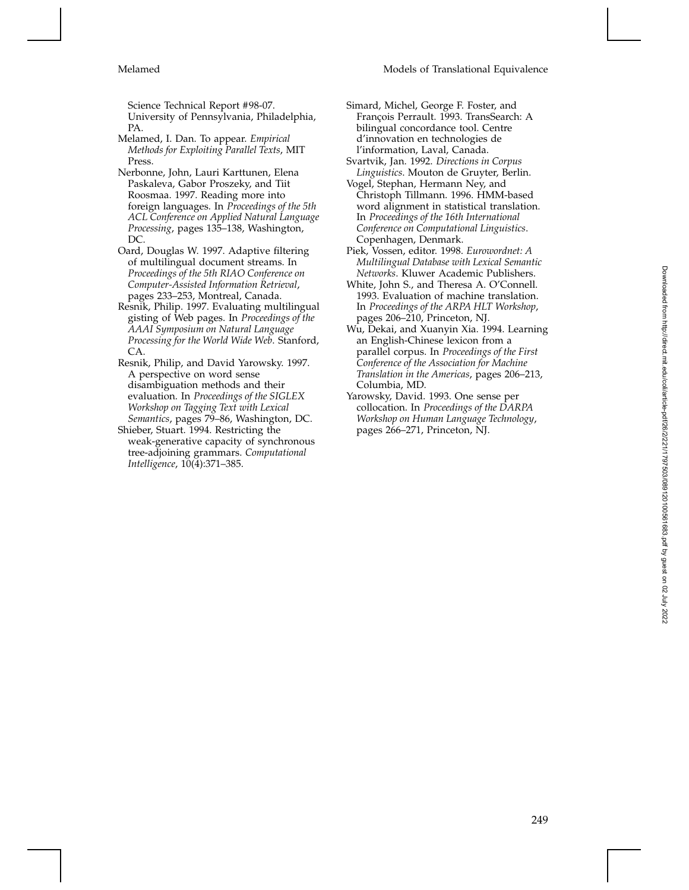Science Technical Report #98-07. University of Pennsylvania, Philadelphia, PA.

Melamed, I. Dan. To appear. *Empirical Methods for Exploiting Parallel Texts*, MIT Press.

Nerbonne, John, Lauri Karttunen, Elena Paskaleva, Gabor Proszeky, and Tiit Roosmaa. 1997. Reading more into foreign languages. In *Proceedings of the 5th ACL Conference on Applied Natural Language Processing*, pages 135–138, Washington, DC.

Oard, Douglas W. 1997. Adaptive filtering of multilingual document streams. In *Proceedings of the 5th RIAO Conference on Computer-Assisted Information Retrieval*, pages 233–253, Montreal, Canada.

Resnik, Philip. 1997. Evaluating multilingual gisting of Web pages. In *Proceedings of the AAAI Symposium on Natural Language Processing for the World Wide Web*. Stanford, CA.

Resnik, Philip, and David Yarowsky. 1997. A perspective on word sense disambiguation methods and their evaluation. In *Proceedings of the SIGLEX Workshop on Tagging Text with Lexical Semantics*, pages 79–86, Washington, DC.

Shieber, Stuart. 1994. Restricting the weak-generative capacity of synchronous tree-adjoining grammars. *Computational Intelligence*, 10(4):371–385.

Simard, Michel, George F. Foster, and François Perrault. 1993. TransSearch: A bilingual concordance tool. Centre d'innovation en technologies de l'information, Laval, Canada.

Svartvik, Jan. 1992. *Directions in Corpus Linguistics*. Mouton de Gruyter, Berlin.

Vogel, Stephan, Hermann Ney, and Christoph Tillmann. 1996. HMM-based word alignment in statistical translation. In *Proceedings of the 16th International Conference on Computational Linguistics*. Copenhagen, Denmark.

Piek, Vossen, editor. 1998. *Eurowordnet: A Multilingual Database with Lexical Semantic Networks*. Kluwer Academic Publishers.

White, John S., and Theresa A. O'Connell. 1993. Evaluation of machine translation. In *Proceedings of the ARPA HLT Workshop*, pages 206–210, Princeton, NJ.

Wu, Dekai, and Xuanyin Xia. 1994. Learning an English-Chinese lexicon from a parallel corpus. In *Proceedings of the First Conference of the Association for Machine Translation in the Americas*, pages 206–213, Columbia, MD.

Yarowsky, David. 1993. One sense per collocation. In *Proceedings of the DARPA Workshop on Human Language Technology*, pages 266–271, Princeton, NJ.